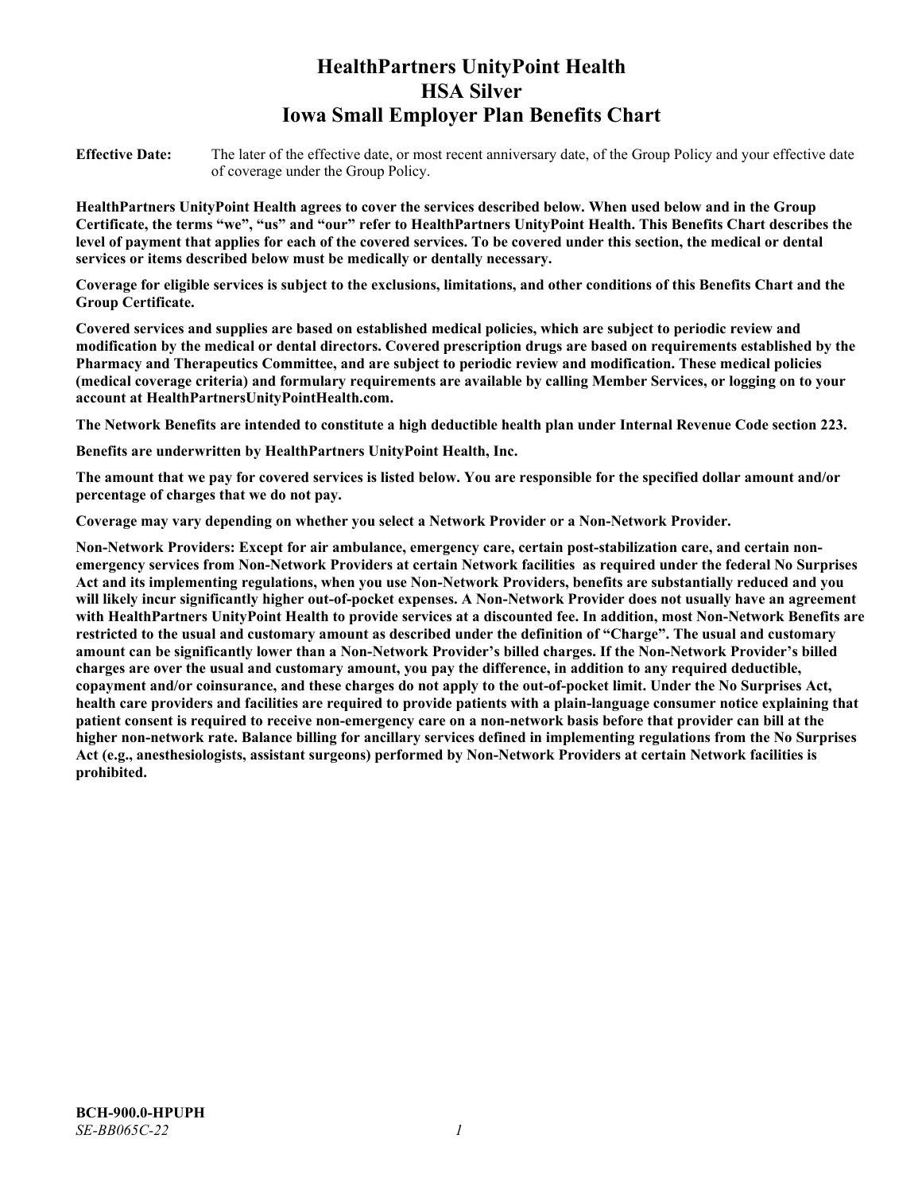# HealthPartners UnityPoint Health
# HSA Silver
# Iowa Small Employer Plan Benefits Chart

**Effective Date:** The later of the effective date, or most recent anniversary date, of the Group Policy and your effective date of coverage under the Group Policy.

**HealthPartners UnityPoint Health agrees to cover the services described below. When used below and in the Group Certificate, the terms "we", "us" and "our" refer to HealthPartners UnityPoint Health. This Benefits Chart describes the level of payment that applies for each of the covered services. To be covered under this section, the medical or dental services or items described below must be medically or dentally necessary.**

**Coverage for eligible services is subject to the exclusions, limitations, and other conditions of this Benefits Chart and the Group Certificate.**

**Covered services and supplies are based on established medical policies, which are subject to periodic review and modification by the medical or dental directors. Covered prescription drugs are based on requirements established by the Pharmacy and Therapeutics Committee, and are subject to periodic review and modification. These medical policies (medical coverage criteria) and formulary requirements are available by calling Member Services, or logging on to your account at HealthPartnersUnityPointHealth.com.**

**The Network Benefits are intended to constitute a high deductible health plan under Internal Revenue Code section 223.**

**Benefits are underwritten by HealthPartners UnityPoint Health, Inc.**

**The amount that we pay for covered services is listed below. You are responsible for the specified dollar amount and/or percentage of charges that we do not pay.**

**Coverage may vary depending on whether you select a Network Provider or a Non-Network Provider.**

**Non-Network Providers: Except for air ambulance, emergency care, certain post-stabilization care, and certain non-emergency services from Non-Network Providers at certain Network facilities as required under the federal No Surprises Act and its implementing regulations, when you use Non-Network Providers, benefits are substantially reduced and you will likely incur significantly higher out-of-pocket expenses. A Non-Network Provider does not usually have an agreement with HealthPartners UnityPoint Health to provide services at a discounted fee. In addition, most Non-Network Benefits are restricted to the usual and customary amount as described under the definition of "Charge". The usual and customary amount can be significantly lower than a Non-Network Provider's billed charges. If the Non-Network Provider's billed charges are over the usual and customary amount, you pay the difference, in addition to any required deductible, copayment and/or coinsurance, and these charges do not apply to the out-of-pocket limit. Under the No Surprises Act, health care providers and facilities are required to provide patients with a plain-language consumer notice explaining that patient consent is required to receive non-emergency care on a non-network basis before that provider can bill at the higher non-network rate. Balance billing for ancillary services defined in implementing regulations from the No Surprises Act (e.g., anesthesiologists, assistant surgeons) performed by Non-Network Providers at certain Network facilities is prohibited.**

**BCH-900.0-HPUPH**
*SE-BB065C-22*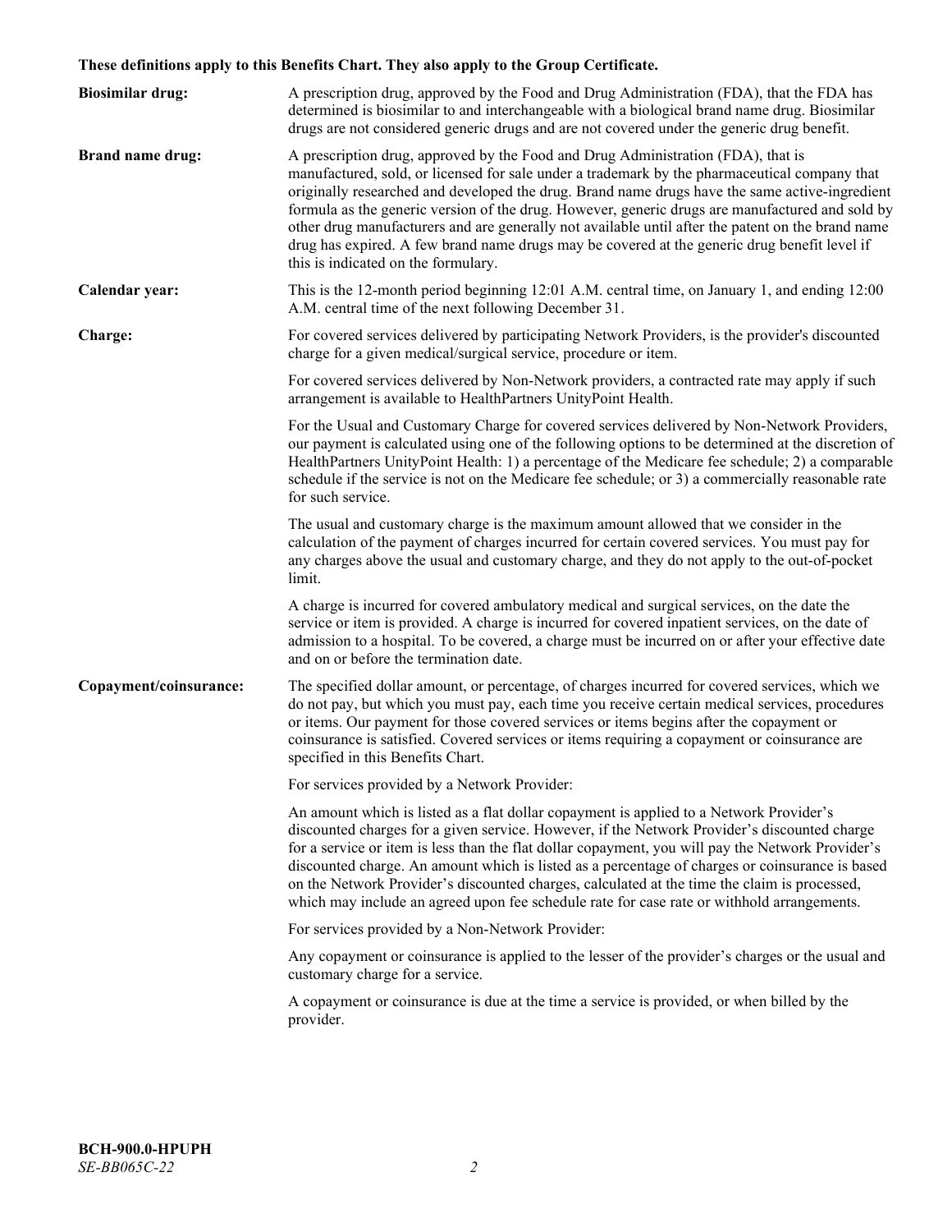**These definitions apply to this Benefits Chart. They also apply to the Group Certificate.**

**Biosimilar drug:** A prescription drug, approved by the Food and Drug Administration (FDA), that the FDA has determined is biosimilar to and interchangeable with a biological brand name drug. Biosimilar drugs are not considered generic drugs and are not covered under the generic drug benefit.

**Brand name drug:** A prescription drug, approved by the Food and Drug Administration (FDA), that is manufactured, sold, or licensed for sale under a trademark by the pharmaceutical company that originally researched and developed the drug. Brand name drugs have the same active-ingredient formula as the generic version of the drug. However, generic drugs are manufactured and sold by other drug manufacturers and are generally not available until after the patent on the brand name drug has expired. A few brand name drugs may be covered at the generic drug benefit level if this is indicated on the formulary.

**Calendar year:** This is the 12-month period beginning 12:01 A.M. central time, on January 1, and ending 12:00 A.M. central time of the next following December 31.

**Charge:** For covered services delivered by participating Network Providers, is the provider's discounted charge for a given medical/surgical service, procedure or item.

For covered services delivered by Non-Network providers, a contracted rate may apply if such arrangement is available to HealthPartners UnityPoint Health.

For the Usual and Customary Charge for covered services delivered by Non-Network Providers, our payment is calculated using one of the following options to be determined at the discretion of HealthPartners UnityPoint Health: 1) a percentage of the Medicare fee schedule; 2) a comparable schedule if the service is not on the Medicare fee schedule; or 3) a commercially reasonable rate for such service.

The usual and customary charge is the maximum amount allowed that we consider in the calculation of the payment of charges incurred for certain covered services. You must pay for any charges above the usual and customary charge, and they do not apply to the out-of-pocket limit.

A charge is incurred for covered ambulatory medical and surgical services, on the date the service or item is provided. A charge is incurred for covered inpatient services, on the date of admission to a hospital. To be covered, a charge must be incurred on or after your effective date and on or before the termination date.

**Copayment/coinsurance:** The specified dollar amount, or percentage, of charges incurred for covered services, which we do not pay, but which you must pay, each time you receive certain medical services, procedures or items. Our payment for those covered services or items begins after the copayment or coinsurance is satisfied. Covered services or items requiring a copayment or coinsurance are specified in this Benefits Chart.

For services provided by a Network Provider:

An amount which is listed as a flat dollar copayment is applied to a Network Provider's discounted charges for a given service. However, if the Network Provider's discounted charge for a service or item is less than the flat dollar copayment, you will pay the Network Provider's discounted charge. An amount which is listed as a percentage of charges or coinsurance is based on the Network Provider's discounted charges, calculated at the time the claim is processed, which may include an agreed upon fee schedule rate for case rate or withhold arrangements.

For services provided by a Non-Network Provider:

Any copayment or coinsurance is applied to the lesser of the provider's charges or the usual and customary charge for a service.

A copayment or coinsurance is due at the time a service is provided, or when billed by the provider.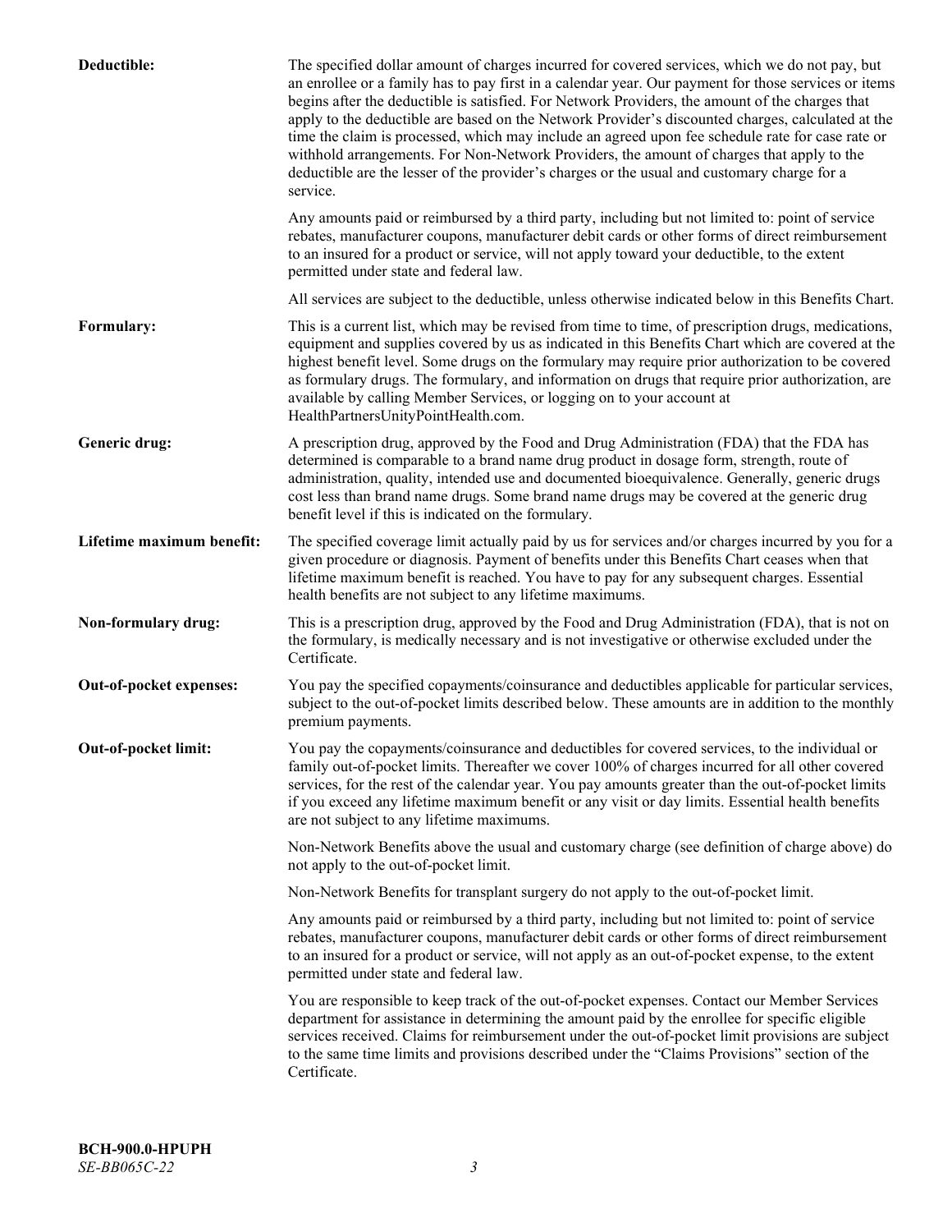**Deductible:** The specified dollar amount of charges incurred for covered services, which we do not pay, but an enrollee or a family has to pay first in a calendar year. Our payment for those services or items begins after the deductible is satisfied. For Network Providers, the amount of the charges that apply to the deductible are based on the Network Provider's discounted charges, calculated at the time the claim is processed, which may include an agreed upon fee schedule rate for case rate or withhold arrangements. For Non-Network Providers, the amount of charges that apply to the deductible are the lesser of the provider's charges or the usual and customary charge for a service.

Any amounts paid or reimbursed by a third party, including but not limited to: point of service rebates, manufacturer coupons, manufacturer debit cards or other forms of direct reimbursement to an insured for a product or service, will not apply toward your deductible, to the extent permitted under state and federal law.

All services are subject to the deductible, unless otherwise indicated below in this Benefits Chart.

**Formulary:** This is a current list, which may be revised from time to time, of prescription drugs, medications, equipment and supplies covered by us as indicated in this Benefits Chart which are covered at the highest benefit level. Some drugs on the formulary may require prior authorization to be covered as formulary drugs. The formulary, and information on drugs that require prior authorization, are available by calling Member Services, or logging on to your account at HealthPartnersUnityPointHealth.com.

**Generic drug:** A prescription drug, approved by the Food and Drug Administration (FDA) that the FDA has determined is comparable to a brand name drug product in dosage form, strength, route of administration, quality, intended use and documented bioequivalence. Generally, generic drugs cost less than brand name drugs. Some brand name drugs may be covered at the generic drug benefit level if this is indicated on the formulary.

**Lifetime maximum benefit:** The specified coverage limit actually paid by us for services and/or charges incurred by you for a given procedure or diagnosis. Payment of benefits under this Benefits Chart ceases when that lifetime maximum benefit is reached. You have to pay for any subsequent charges. Essential health benefits are not subject to any lifetime maximums.

**Non-formulary drug:** This is a prescription drug, approved by the Food and Drug Administration (FDA), that is not on the formulary, is medically necessary and is not investigative or otherwise excluded under the Certificate.

**Out-of-pocket expenses:** You pay the specified copayments/coinsurance and deductibles applicable for particular services, subject to the out-of-pocket limits described below. These amounts are in addition to the monthly premium payments.

**Out-of-pocket limit:** You pay the copayments/coinsurance and deductibles for covered services, to the individual or family out-of-pocket limits. Thereafter we cover 100% of charges incurred for all other covered services, for the rest of the calendar year. You pay amounts greater than the out-of-pocket limits if you exceed any lifetime maximum benefit or any visit or day limits. Essential health benefits are not subject to any lifetime maximums.

Non-Network Benefits above the usual and customary charge (see definition of charge above) do not apply to the out-of-pocket limit.

Non-Network Benefits for transplant surgery do not apply to the out-of-pocket limit.

Any amounts paid or reimbursed by a third party, including but not limited to: point of service rebates, manufacturer coupons, manufacturer debit cards or other forms of direct reimbursement to an insured for a product or service, will not apply as an out-of-pocket expense, to the extent permitted under state and federal law.

You are responsible to keep track of the out-of-pocket expenses. Contact our Member Services department for assistance in determining the amount paid by the enrollee for specific eligible services received. Claims for reimbursement under the out-of-pocket limit provisions are subject to the same time limits and provisions described under the "Claims Provisions" section of the Certificate.

**BCH-900.0-HPUPH**
*SE-BB065C-22*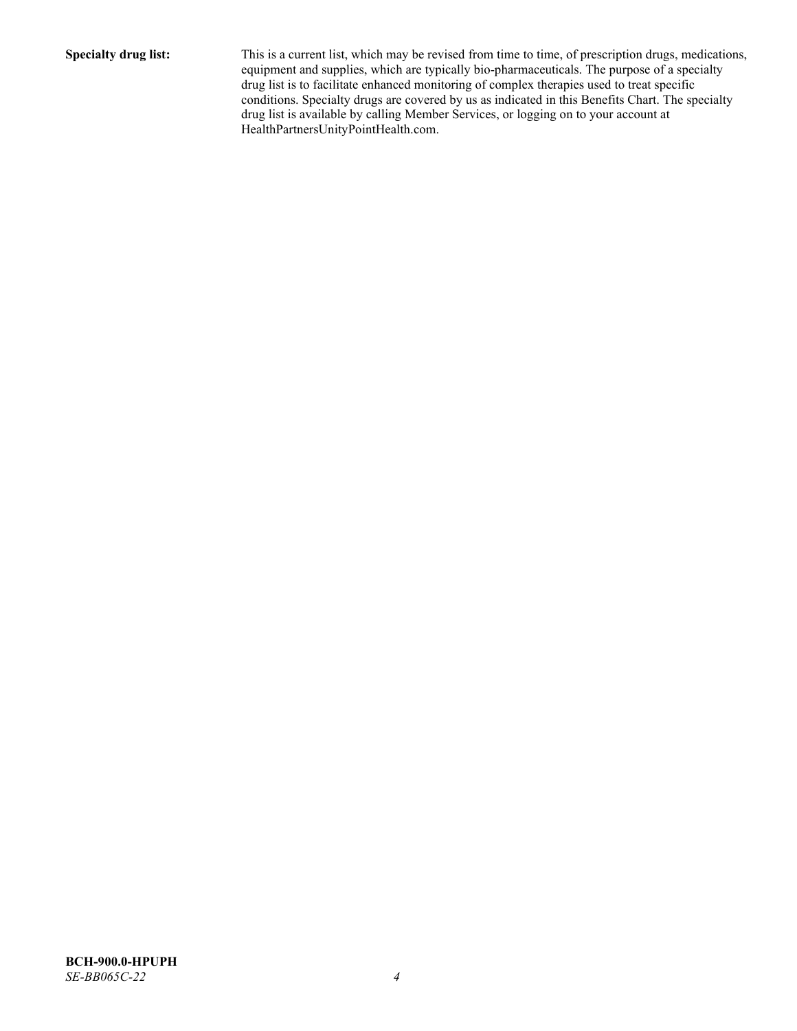**Specialty drug list:** This is a current list, which may be revised from time to time, of prescription drugs, medications, equipment and supplies, which are typically bio-pharmaceuticals. The purpose of a specialty drug list is to facilitate enhanced monitoring of complex therapies used to treat specific conditions. Specialty drugs are covered by us as indicated in this Benefits Chart. The specialty drug list is available by calling Member Services, or logging on to your account at HealthPartnersUnityPointHealth.com.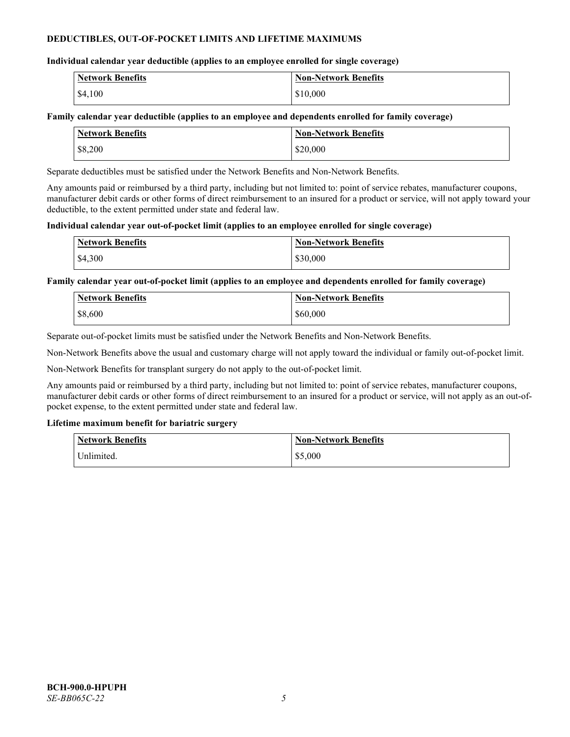## DEDUCTIBLES, OUT-OF-POCKET LIMITS AND LIFETIME MAXIMUMS

**Individual calendar year deductible (applies to an employee enrolled for single coverage)**

| Network Benefits | Non-Network Benefits |
|---|---|
| $4,100 | $10,000 |

**Family calendar year deductible (applies to an employee and dependents enrolled for family coverage)**

| Network Benefits | Non-Network Benefits |
|---|---|
| $8,200 | $20,000 |

Separate deductibles must be satisfied under the Network Benefits and Non-Network Benefits.

Any amounts paid or reimbursed by a third party, including but not limited to: point of service rebates, manufacturer coupons, manufacturer debit cards or other forms of direct reimbursement to an insured for a product or service, will not apply toward your deductible, to the extent permitted under state and federal law.

**Individual calendar year out-of-pocket limit (applies to an employee enrolled for single coverage)**

| Network Benefits | Non-Network Benefits |
|---|---|
| $4,300 | $30,000 |

**Family calendar year out-of-pocket limit (applies to an employee and dependents enrolled for family coverage)**

| Network Benefits | Non-Network Benefits |
|---|---|
| $8,600 | $60,000 |

Separate out-of-pocket limits must be satisfied under the Network Benefits and Non-Network Benefits.

Non-Network Benefits above the usual and customary charge will not apply toward the individual or family out-of-pocket limit.

Non-Network Benefits for transplant surgery do not apply to the out-of-pocket limit.

Any amounts paid or reimbursed by a third party, including but not limited to: point of service rebates, manufacturer coupons, manufacturer debit cards or other forms of direct reimbursement to an insured for a product or service, will not apply as an out-of-pocket expense, to the extent permitted under state and federal law.

**Lifetime maximum benefit for bariatric surgery**

| Network Benefits | Non-Network Benefits |
|---|---|
| Unlimited. | $5,000 |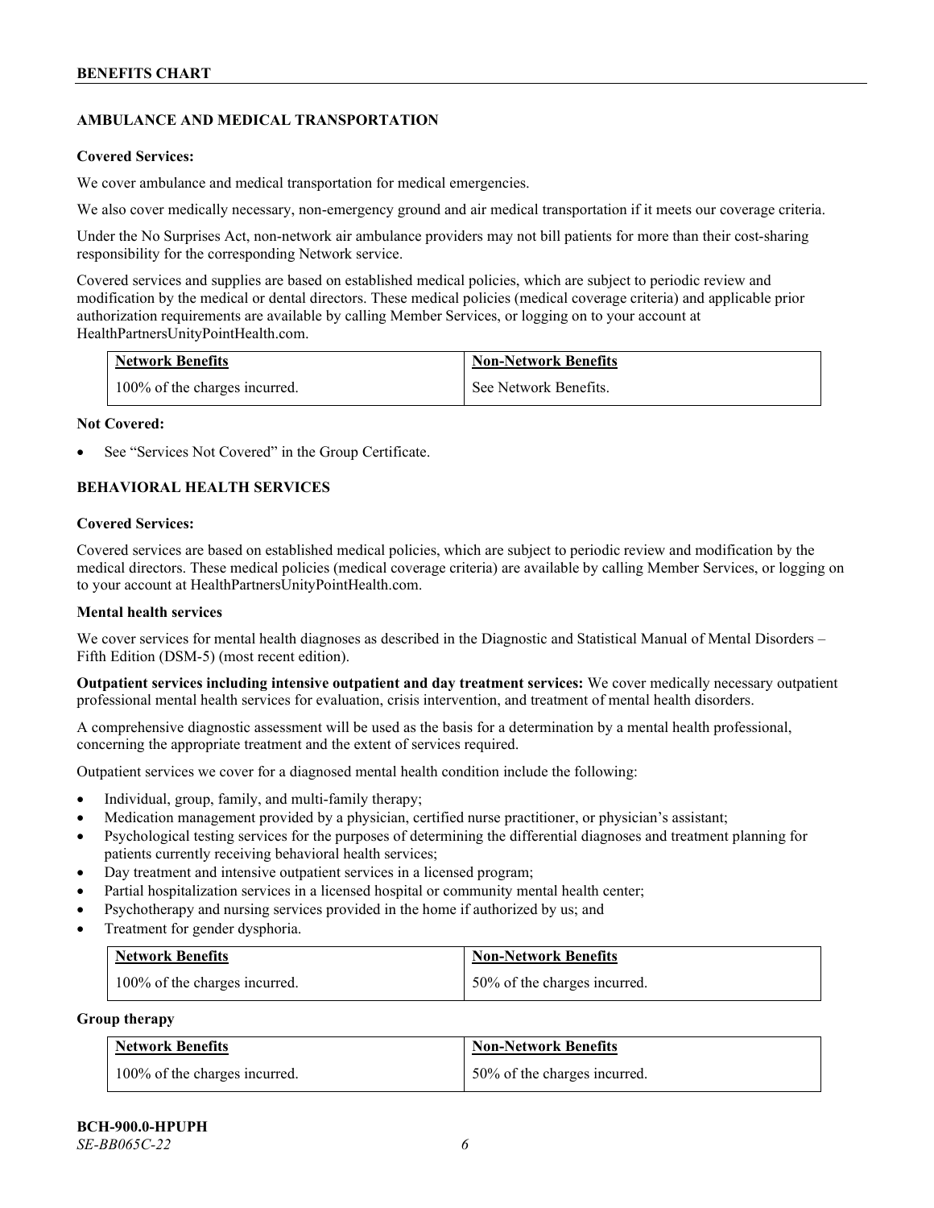## AMBULANCE AND MEDICAL TRANSPORTATION

**Covered Services:**

We cover ambulance and medical transportation for medical emergencies.

We also cover medically necessary, non-emergency ground and air medical transportation if it meets our coverage criteria.

Under the No Surprises Act, non-network air ambulance providers may not bill patients for more than their cost-sharing responsibility for the corresponding Network service.

Covered services and supplies are based on established medical policies, which are subject to periodic review and modification by the medical or dental directors. These medical policies (medical coverage criteria) and applicable prior authorization requirements are available by calling Member Services, or logging on to your account at HealthPartnersUnityPointHealth.com.

| Network Benefits | Non-Network Benefits |
|---|---|
| 100% of the charges incurred. | See Network Benefits. |

**Not Covered:**

- See "Services Not Covered" in the Group Certificate.

## BEHAVIORAL HEALTH SERVICES

**Covered Services:**

Covered services are based on established medical policies, which are subject to periodic review and modification by the medical directors. These medical policies (medical coverage criteria) are available by calling Member Services, or logging on to your account at HealthPartnersUnityPointHealth.com.

**Mental health services**

We cover services for mental health diagnoses as described in the Diagnostic and Statistical Manual of Mental Disorders – Fifth Edition (DSM-5) (most recent edition).

**Outpatient services including intensive outpatient and day treatment services:** We cover medically necessary outpatient professional mental health services for evaluation, crisis intervention, and treatment of mental health disorders.

A comprehensive diagnostic assessment will be used as the basis for a determination by a mental health professional, concerning the appropriate treatment and the extent of services required.

Outpatient services we cover for a diagnosed mental health condition include the following:

- Individual, group, family, and multi-family therapy;
- Medication management provided by a physician, certified nurse practitioner, or physician's assistant;
- Psychological testing services for the purposes of determining the differential diagnoses and treatment planning for patients currently receiving behavioral health services;
- Day treatment and intensive outpatient services in a licensed program;
- Partial hospitalization services in a licensed hospital or community mental health center;
- Psychotherapy and nursing services provided in the home if authorized by us; and
- Treatment for gender dysphoria.

| Network Benefits | Non-Network Benefits |
|---|---|
| 100% of the charges incurred. | 50% of the charges incurred. |

**Group therapy**

| Network Benefits | Non-Network Benefits |
|---|---|
| 100% of the charges incurred. | 50% of the charges incurred. |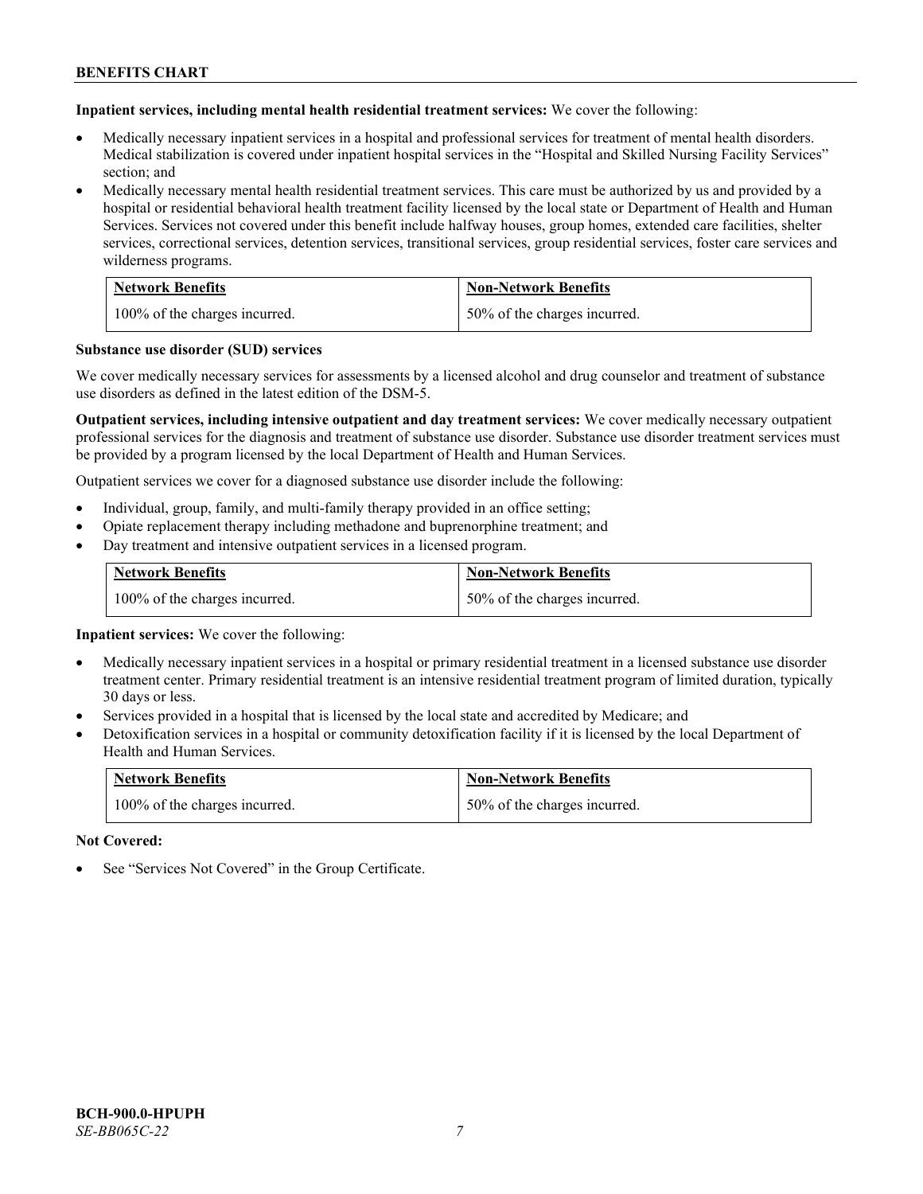**Inpatient services, including mental health residential treatment services:** We cover the following:

- Medically necessary inpatient services in a hospital and professional services for treatment of mental health disorders. Medical stabilization is covered under inpatient hospital services in the "Hospital and Skilled Nursing Facility Services" section; and
- Medically necessary mental health residential treatment services. This care must be authorized by us and provided by a hospital or residential behavioral health treatment facility licensed by the local state or Department of Health and Human Services. Services not covered under this benefit include halfway houses, group homes, extended care facilities, shelter services, correctional services, detention services, transitional services, group residential services, foster care services and wilderness programs.

| Network Benefits | Non-Network Benefits |
|---|---|
| 100% of the charges incurred. | 50% of the charges incurred. |

**Substance use disorder (SUD) services**

We cover medically necessary services for assessments by a licensed alcohol and drug counselor and treatment of substance use disorders as defined in the latest edition of the DSM-5.

**Outpatient services, including intensive outpatient and day treatment services:** We cover medically necessary outpatient professional services for the diagnosis and treatment of substance use disorder. Substance use disorder treatment services must be provided by a program licensed by the local Department of Health and Human Services.

Outpatient services we cover for a diagnosed substance use disorder include the following:

- Individual, group, family, and multi-family therapy provided in an office setting;
- Opiate replacement therapy including methadone and buprenorphine treatment; and
- Day treatment and intensive outpatient services in a licensed program.

| Network Benefits | Non-Network Benefits |
|---|---|
| 100% of the charges incurred. | 50% of the charges incurred. |

**Inpatient services:** We cover the following:

- Medically necessary inpatient services in a hospital or primary residential treatment in a licensed substance use disorder treatment center. Primary residential treatment is an intensive residential treatment program of limited duration, typically 30 days or less.
- Services provided in a hospital that is licensed by the local state and accredited by Medicare; and
- Detoxification services in a hospital or community detoxification facility if it is licensed by the local Department of Health and Human Services.

| Network Benefits | Non-Network Benefits |
|---|---|
| 100% of the charges incurred. | 50% of the charges incurred. |

**Not Covered:**

- See "Services Not Covered" in the Group Certificate.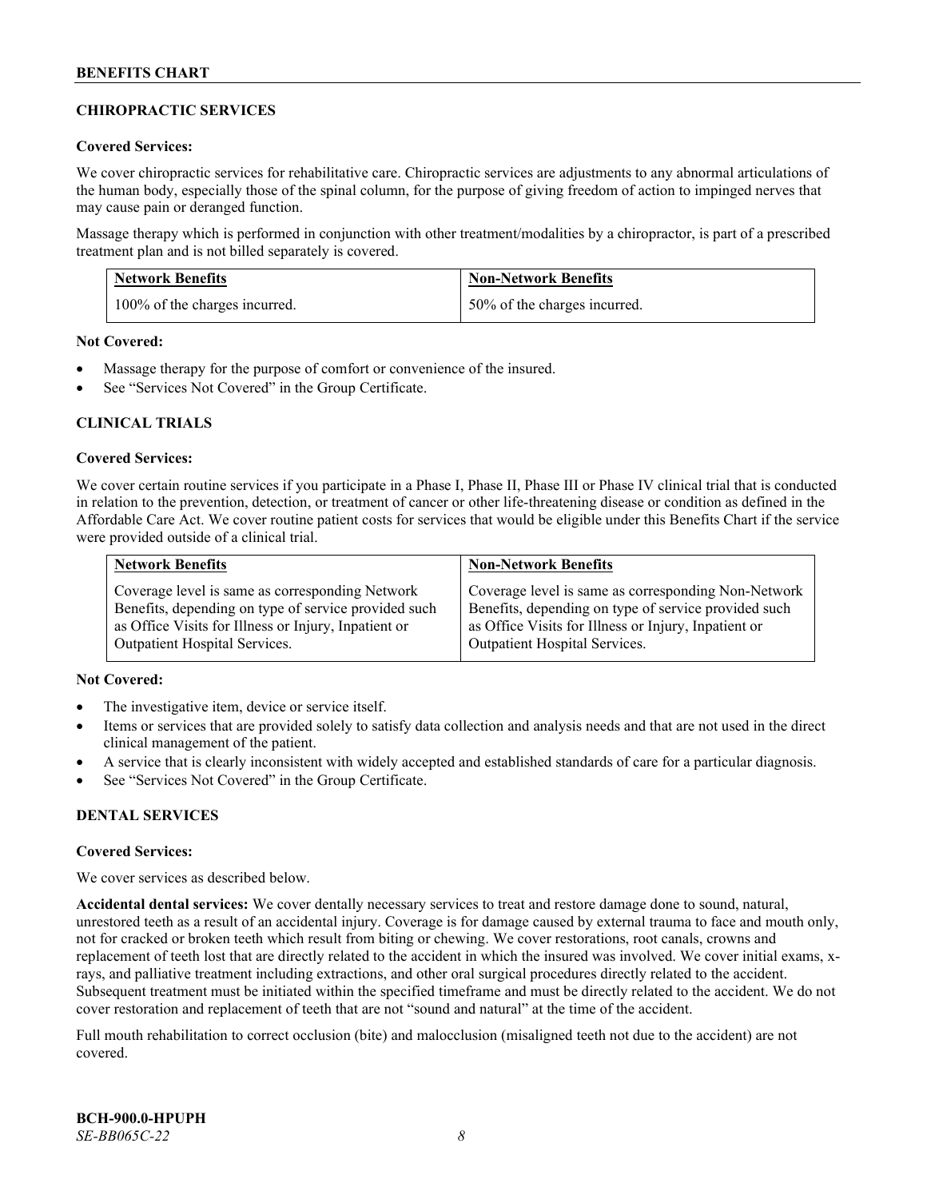## CHIROPRACTIC SERVICES

**Covered Services:**

We cover chiropractic services for rehabilitative care. Chiropractic services are adjustments to any abnormal articulations of the human body, especially those of the spinal column, for the purpose of giving freedom of action to impinged nerves that may cause pain or deranged function.

Massage therapy which is performed in conjunction with other treatment/modalities by a chiropractor, is part of a prescribed treatment plan and is not billed separately is covered.

| Network Benefits | Non-Network Benefits |
|---|---|
| 100% of the charges incurred. | 50% of the charges incurred. |

**Not Covered:**

- Massage therapy for the purpose of comfort or convenience of the insured.
- See "Services Not Covered" in the Group Certificate.

## CLINICAL TRIALS

**Covered Services:**

We cover certain routine services if you participate in a Phase I, Phase II, Phase III or Phase IV clinical trial that is conducted in relation to the prevention, detection, or treatment of cancer or other life-threatening disease or condition as defined in the Affordable Care Act. We cover routine patient costs for services that would be eligible under this Benefits Chart if the service were provided outside of a clinical trial.

| Network Benefits | Non-Network Benefits |
|---|---|
| Coverage level is same as corresponding Network Benefits, depending on type of service provided such as Office Visits for Illness or Injury, Inpatient or Outpatient Hospital Services. | Coverage level is same as corresponding Non-Network Benefits, depending on type of service provided such as Office Visits for Illness or Injury, Inpatient or Outpatient Hospital Services. |

**Not Covered:**

- The investigative item, device or service itself.
- Items or services that are provided solely to satisfy data collection and analysis needs and that are not used in the direct clinical management of the patient.
- A service that is clearly inconsistent with widely accepted and established standards of care for a particular diagnosis.
- See "Services Not Covered" in the Group Certificate.

## DENTAL SERVICES

**Covered Services:**

We cover services as described below.

**Accidental dental services:** We cover dentally necessary services to treat and restore damage done to sound, natural, unrestored teeth as a result of an accidental injury. Coverage is for damage caused by external trauma to face and mouth only, not for cracked or broken teeth which result from biting or chewing. We cover restorations, root canals, crowns and replacement of teeth lost that are directly related to the accident in which the insured was involved. We cover initial exams, x-rays, and palliative treatment including extractions, and other oral surgical procedures directly related to the accident. Subsequent treatment must be initiated within the specified timeframe and must be directly related to the accident. We do not cover restoration and replacement of teeth that are not "sound and natural" at the time of the accident.

Full mouth rehabilitation to correct occlusion (bite) and malocclusion (misaligned teeth not due to the accident) are not covered.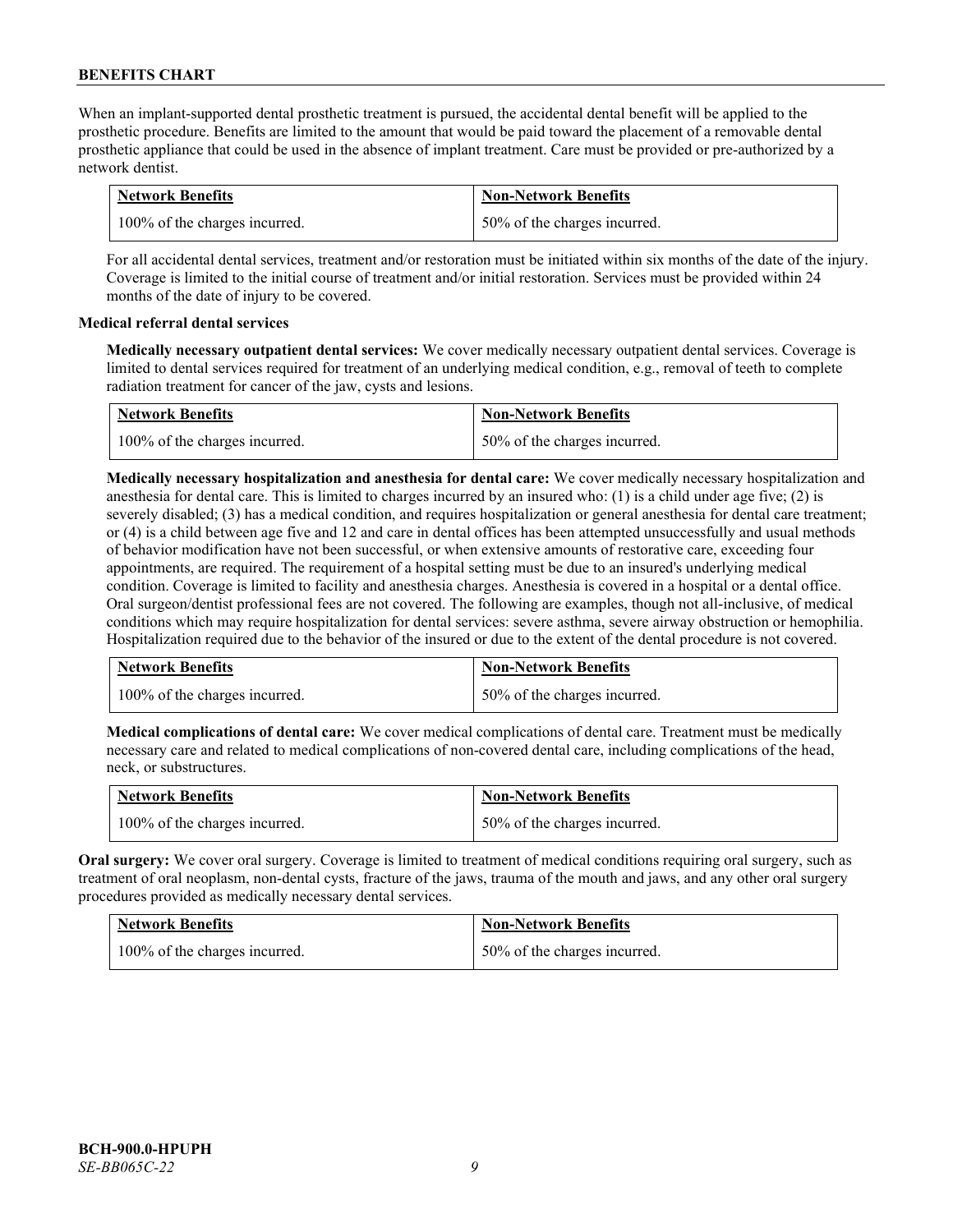When an implant-supported dental prosthetic treatment is pursued, the accidental dental benefit will be applied to the prosthetic procedure. Benefits are limited to the amount that would be paid toward the placement of a removable dental prosthetic appliance that could be used in the absence of implant treatment. Care must be provided or pre-authorized by a network dentist.

| Network Benefits | Non-Network Benefits |
|---|---|
| 100% of the charges incurred. | 50% of the charges incurred. |

For all accidental dental services, treatment and/or restoration must be initiated within six months of the date of the injury. Coverage is limited to the initial course of treatment and/or initial restoration. Services must be provided within 24 months of the date of injury to be covered.

**Medical referral dental services**

**Medically necessary outpatient dental services:** We cover medically necessary outpatient dental services. Coverage is limited to dental services required for treatment of an underlying medical condition, e.g., removal of teeth to complete radiation treatment for cancer of the jaw, cysts and lesions.

| Network Benefits | Non-Network Benefits |
|---|---|
| 100% of the charges incurred. | 50% of the charges incurred. |

**Medically necessary hospitalization and anesthesia for dental care:** We cover medically necessary hospitalization and anesthesia for dental care. This is limited to charges incurred by an insured who: (1) is a child under age five; (2) is severely disabled; (3) has a medical condition, and requires hospitalization or general anesthesia for dental care treatment; or (4) is a child between age five and 12 and care in dental offices has been attempted unsuccessfully and usual methods of behavior modification have not been successful, or when extensive amounts of restorative care, exceeding four appointments, are required. The requirement of a hospital setting must be due to an insured's underlying medical condition. Coverage is limited to facility and anesthesia charges. Anesthesia is covered in a hospital or a dental office. Oral surgeon/dentist professional fees are not covered. The following are examples, though not all-inclusive, of medical conditions which may require hospitalization for dental services: severe asthma, severe airway obstruction or hemophilia. Hospitalization required due to the behavior of the insured or due to the extent of the dental procedure is not covered.

| Network Benefits | Non-Network Benefits |
|---|---|
| 100% of the charges incurred. | 50% of the charges incurred. |

**Medical complications of dental care:** We cover medical complications of dental care. Treatment must be medically necessary care and related to medical complications of non-covered dental care, including complications of the head, neck, or substructures.

| Network Benefits | Non-Network Benefits |
|---|---|
| 100% of the charges incurred. | 50% of the charges incurred. |

**Oral surgery:** We cover oral surgery. Coverage is limited to treatment of medical conditions requiring oral surgery, such as treatment of oral neoplasm, non-dental cysts, fracture of the jaws, trauma of the mouth and jaws, and any other oral surgery procedures provided as medically necessary dental services.

| Network Benefits | Non-Network Benefits |
|---|---|
| 100% of the charges incurred. | 50% of the charges incurred. |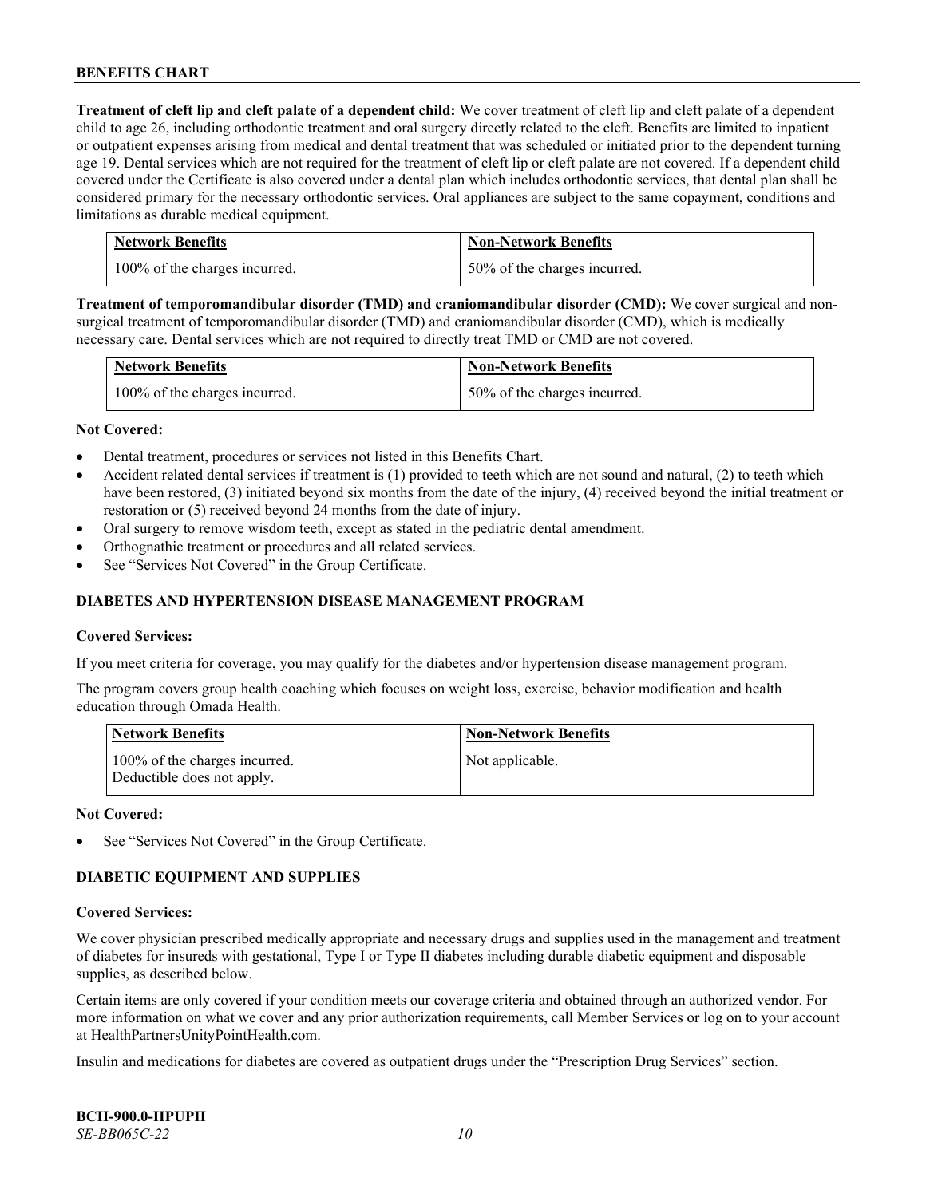**Treatment of cleft lip and cleft palate of a dependent child:** We cover treatment of cleft lip and cleft palate of a dependent child to age 26, including orthodontic treatment and oral surgery directly related to the cleft. Benefits are limited to inpatient or outpatient expenses arising from medical and dental treatment that was scheduled or initiated prior to the dependent turning age 19. Dental services which are not required for the treatment of cleft lip or cleft palate are not covered. If a dependent child covered under the Certificate is also covered under a dental plan which includes orthodontic services, that dental plan shall be considered primary for the necessary orthodontic services. Oral appliances are subject to the same copayment, conditions and limitations as durable medical equipment.

| Network Benefits | Non-Network Benefits |
|---|---|
| 100% of the charges incurred. | 50% of the charges incurred. |

**Treatment of temporomandibular disorder (TMD) and craniomandibular disorder (CMD):** We cover surgical and non-surgical treatment of temporomandibular disorder (TMD) and craniomandibular disorder (CMD), which is medically necessary care. Dental services which are not required to directly treat TMD or CMD are not covered.

| Network Benefits | Non-Network Benefits |
|---|---|
| 100% of the charges incurred. | 50% of the charges incurred. |

**Not Covered:**

- Dental treatment, procedures or services not listed in this Benefits Chart.
- Accident related dental services if treatment is (1) provided to teeth which are not sound and natural, (2) to teeth which have been restored, (3) initiated beyond six months from the date of the injury, (4) received beyond the initial treatment or restoration or (5) received beyond 24 months from the date of injury.
- Oral surgery to remove wisdom teeth, except as stated in the pediatric dental amendment.
- Orthognathic treatment or procedures and all related services.
- See "Services Not Covered" in the Group Certificate.

## DIABETES AND HYPERTENSION DISEASE MANAGEMENT PROGRAM

**Covered Services:**

If you meet criteria for coverage, you may qualify for the diabetes and/or hypertension disease management program.

The program covers group health coaching which focuses on weight loss, exercise, behavior modification and health education through Omada Health.

| Network Benefits | Non-Network Benefits |
|---|---|
| 100% of the charges incurred. Deductible does not apply. | Not applicable. |

**Not Covered:**

- See "Services Not Covered" in the Group Certificate.

## DIABETIC EQUIPMENT AND SUPPLIES

**Covered Services:**

We cover physician prescribed medically appropriate and necessary drugs and supplies used in the management and treatment of diabetes for insureds with gestational, Type I or Type II diabetes including durable diabetic equipment and disposable supplies, as described below.

Certain items are only covered if your condition meets our coverage criteria and obtained through an authorized vendor. For more information on what we cover and any prior authorization requirements, call Member Services or log on to your account at HealthPartnersUnityPointHealth.com.

Insulin and medications for diabetes are covered as outpatient drugs under the "Prescription Drug Services" section.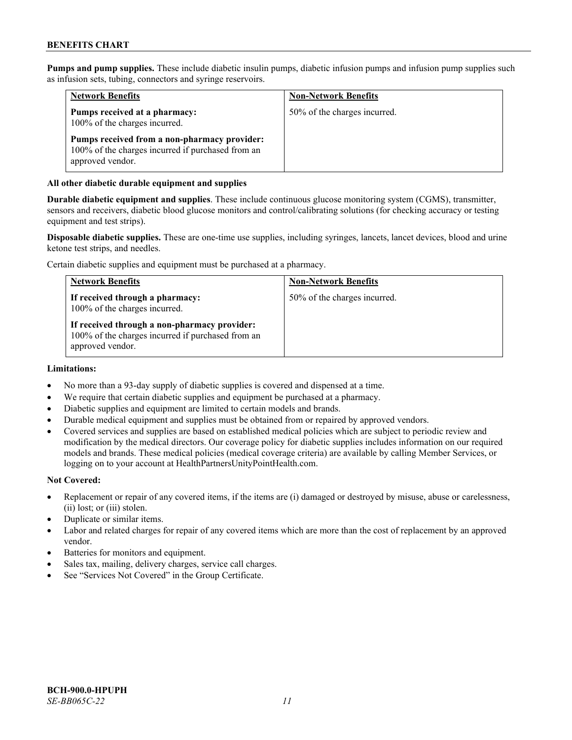**Pumps and pump supplies.** These include diabetic insulin pumps, diabetic infusion pumps and infusion pump supplies such as infusion sets, tubing, connectors and syringe reservoirs.

| Network Benefits | Non-Network Benefits |
|---|---|
| **Pumps received at a pharmacy:** 100% of the charges incurred.<br><br>**Pumps received from a non-pharmacy provider:** 100% of the charges incurred if purchased from an approved vendor. | 50% of the charges incurred. |

**All other diabetic durable equipment and supplies**

**Durable diabetic equipment and supplies**. These include continuous glucose monitoring system (CGMS), transmitter, sensors and receivers, diabetic blood glucose monitors and control/calibrating solutions (for checking accuracy or testing equipment and test strips).

**Disposable diabetic supplies.** These are one-time use supplies, including syringes, lancets, lancet devices, blood and urine ketone test strips, and needles.

Certain diabetic supplies and equipment must be purchased at a pharmacy.

| Network Benefits | Non-Network Benefits |
|---|---|
| **If received through a pharmacy:** 100% of the charges incurred.<br><br>**If received through a non-pharmacy provider:** 100% of the charges incurred if purchased from an approved vendor. | 50% of the charges incurred. |

**Limitations:**

- No more than a 93-day supply of diabetic supplies is covered and dispensed at a time.
- We require that certain diabetic supplies and equipment be purchased at a pharmacy.
- Diabetic supplies and equipment are limited to certain models and brands.
- Durable medical equipment and supplies must be obtained from or repaired by approved vendors.
- Covered services and supplies are based on established medical policies which are subject to periodic review and modification by the medical directors. Our coverage policy for diabetic supplies includes information on our required models and brands. These medical policies (medical coverage criteria) are available by calling Member Services, or logging on to your account at HealthPartnersUnityPointHealth.com.

**Not Covered:**

- Replacement or repair of any covered items, if the items are (i) damaged or destroyed by misuse, abuse or carelessness, (ii) lost; or (iii) stolen.
- Duplicate or similar items.
- Labor and related charges for repair of any covered items which are more than the cost of replacement by an approved vendor.
- Batteries for monitors and equipment.
- Sales tax, mailing, delivery charges, service call charges.
- See "Services Not Covered" in the Group Certificate.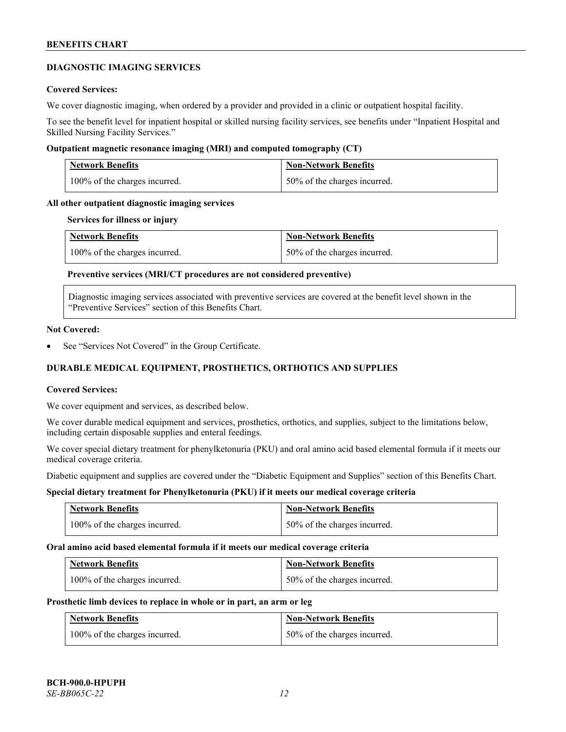## DIAGNOSTIC IMAGING SERVICES

**Covered Services:**

We cover diagnostic imaging, when ordered by a provider and provided in a clinic or outpatient hospital facility.

To see the benefit level for inpatient hospital or skilled nursing facility services, see benefits under "Inpatient Hospital and Skilled Nursing Facility Services."

**Outpatient magnetic resonance imaging (MRI) and computed tomography (CT)**

| Network Benefits | Non-Network Benefits |
|---|---|
| 100% of the charges incurred. | 50% of the charges incurred. |

**All other outpatient diagnostic imaging services**

**Services for illness or injury**

| Network Benefits | Non-Network Benefits |
|---|---|
| 100% of the charges incurred. | 50% of the charges incurred. |

**Preventive services (MRI/CT procedures are not considered preventive)**

Diagnostic imaging services associated with preventive services are covered at the benefit level shown in the "Preventive Services" section of this Benefits Chart.

**Not Covered:**

- See "Services Not Covered" in the Group Certificate.

## DURABLE MEDICAL EQUIPMENT, PROSTHETICS, ORTHOTICS AND SUPPLIES

**Covered Services:**

We cover equipment and services, as described below.

We cover durable medical equipment and services, prosthetics, orthotics, and supplies, subject to the limitations below, including certain disposable supplies and enteral feedings.

We cover special dietary treatment for phenylketonuria (PKU) and oral amino acid based elemental formula if it meets our medical coverage criteria.

Diabetic equipment and supplies are covered under the "Diabetic Equipment and Supplies" section of this Benefits Chart.

**Special dietary treatment for Phenylketonuria (PKU) if it meets our medical coverage criteria**

| Network Benefits | Non-Network Benefits |
|---|---|
| 100% of the charges incurred. | 50% of the charges incurred. |

**Oral amino acid based elemental formula if it meets our medical coverage criteria**

| Network Benefits | Non-Network Benefits |
|---|---|
| 100% of the charges incurred. | 50% of the charges incurred. |

**Prosthetic limb devices to replace in whole or in part, an arm or leg**

| Network Benefits | Non-Network Benefits |
|---|---|
| 100% of the charges incurred. | 50% of the charges incurred. |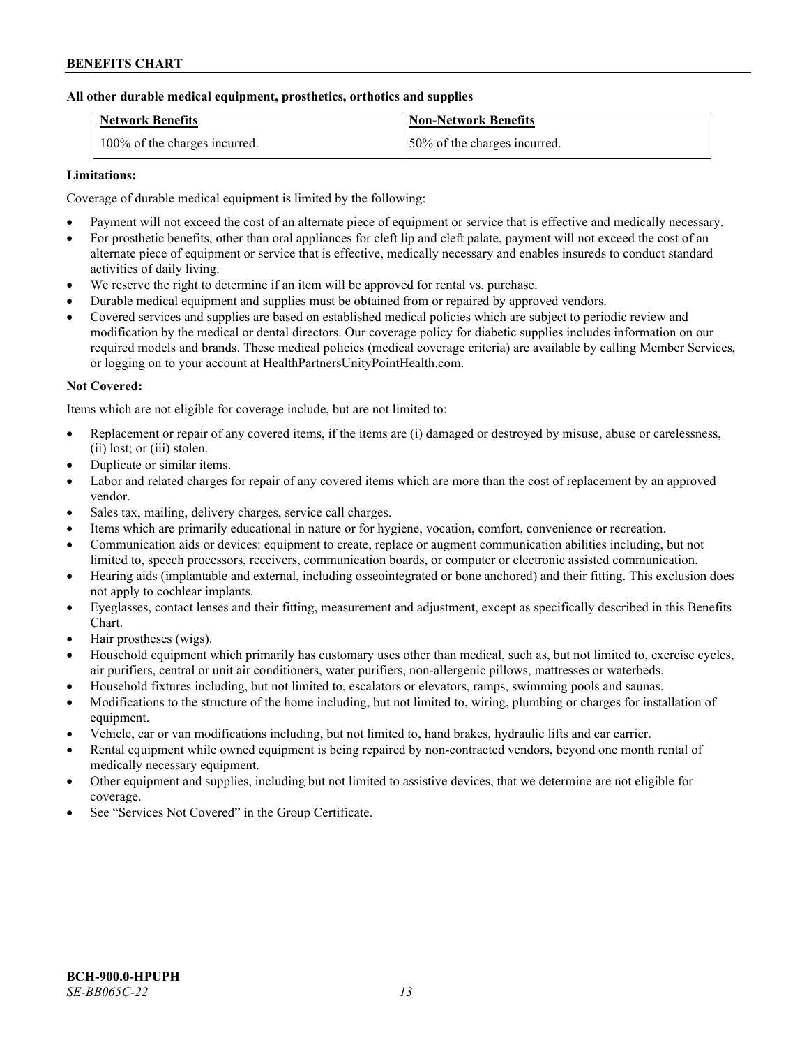**All other durable medical equipment, prosthetics, orthotics and supplies**

| Network Benefits | Non-Network Benefits |
| --- | --- |
| 100% of the charges incurred. | 50% of the charges incurred. |

**Limitations:**

Coverage of durable medical equipment is limited by the following:

- Payment will not exceed the cost of an alternate piece of equipment or service that is effective and medically necessary.
- For prosthetic benefits, other than oral appliances for cleft lip and cleft palate, payment will not exceed the cost of an alternate piece of equipment or service that is effective, medically necessary and enables insureds to conduct standard activities of daily living.
- We reserve the right to determine if an item will be approved for rental vs. purchase.
- Durable medical equipment and supplies must be obtained from or repaired by approved vendors.
- Covered services and supplies are based on established medical policies which are subject to periodic review and modification by the medical or dental directors. Our coverage policy for diabetic supplies includes information on our required models and brands. These medical policies (medical coverage criteria) are available by calling Member Services, or logging on to your account at HealthPartnersUnityPointHealth.com.

**Not Covered:**

Items which are not eligible for coverage include, but are not limited to:

- Replacement or repair of any covered items, if the items are (i) damaged or destroyed by misuse, abuse or carelessness, (ii) lost; or (iii) stolen.
- Duplicate or similar items.
- Labor and related charges for repair of any covered items which are more than the cost of replacement by an approved vendor.
- Sales tax, mailing, delivery charges, service call charges.
- Items which are primarily educational in nature or for hygiene, vocation, comfort, convenience or recreation.
- Communication aids or devices: equipment to create, replace or augment communication abilities including, but not limited to, speech processors, receivers, communication boards, or computer or electronic assisted communication.
- Hearing aids (implantable and external, including osseointegrated or bone anchored) and their fitting. This exclusion does not apply to cochlear implants.
- Eyeglasses, contact lenses and their fitting, measurement and adjustment, except as specifically described in this Benefits Chart.
- Hair prostheses (wigs).
- Household equipment which primarily has customary uses other than medical, such as, but not limited to, exercise cycles, air purifiers, central or unit air conditioners, water purifiers, non-allergenic pillows, mattresses or waterbeds.
- Household fixtures including, but not limited to, escalators or elevators, ramps, swimming pools and saunas.
- Modifications to the structure of the home including, but not limited to, wiring, plumbing or charges for installation of equipment.
- Vehicle, car or van modifications including, but not limited to, hand brakes, hydraulic lifts and car carrier.
- Rental equipment while owned equipment is being repaired by non-contracted vendors, beyond one month rental of medically necessary equipment.
- Other equipment and supplies, including but not limited to assistive devices, that we determine are not eligible for coverage.
- See "Services Not Covered" in the Group Certificate.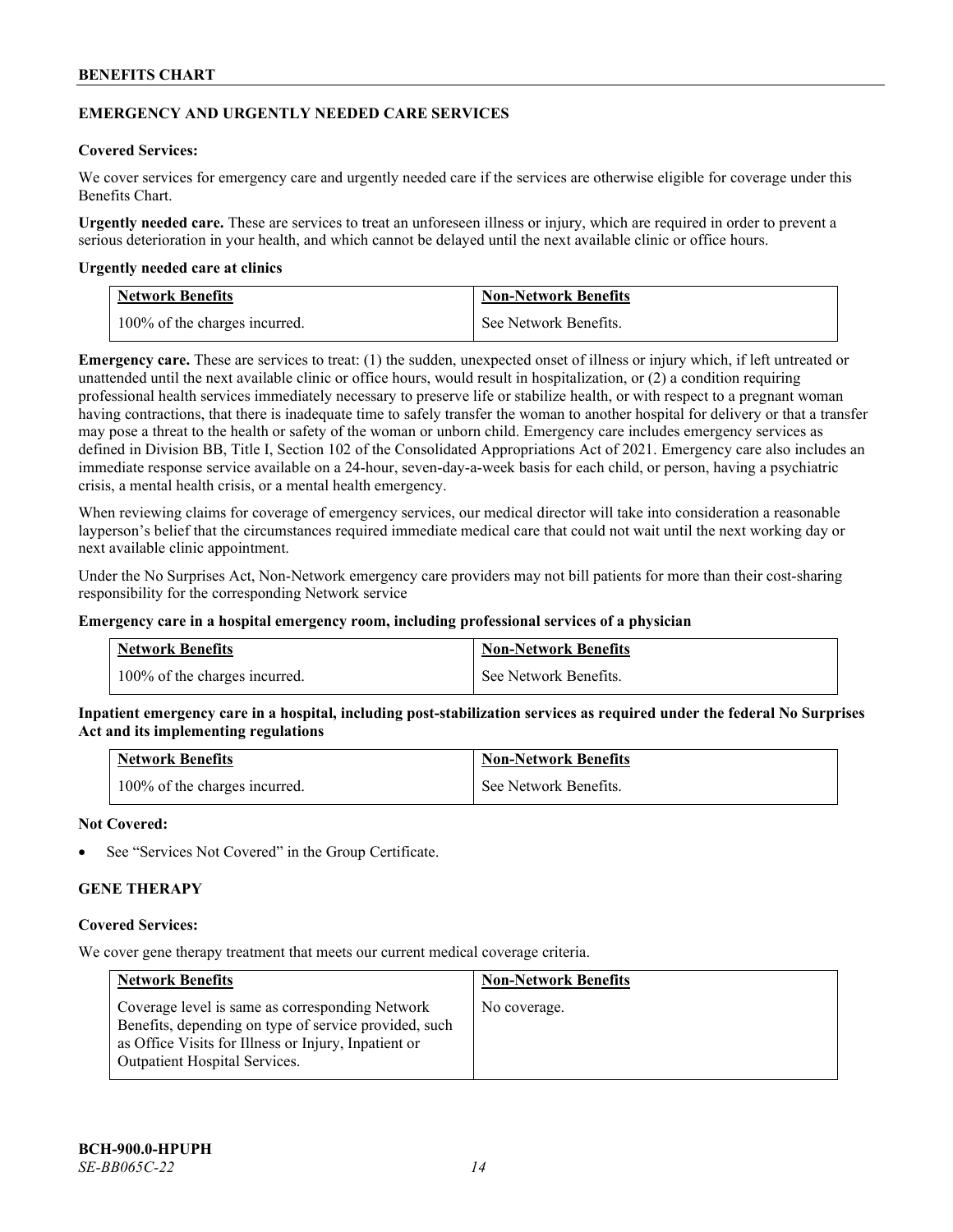## EMERGENCY AND URGENTLY NEEDED CARE SERVICES

**Covered Services:**

We cover services for emergency care and urgently needed care if the services are otherwise eligible for coverage under this Benefits Chart.

**Urgently needed care.** These are services to treat an unforeseen illness or injury, which are required in order to prevent a serious deterioration in your health, and which cannot be delayed until the next available clinic or office hours.

**Urgently needed care at clinics**

| Network Benefits | Non-Network Benefits |
|---|---|
| 100% of the charges incurred. | See Network Benefits. |

**Emergency care.** These are services to treat: (1) the sudden, unexpected onset of illness or injury which, if left untreated or unattended until the next available clinic or office hours, would result in hospitalization, or (2) a condition requiring professional health services immediately necessary to preserve life or stabilize health, or with respect to a pregnant woman having contractions, that there is inadequate time to safely transfer the woman to another hospital for delivery or that a transfer may pose a threat to the health or safety of the woman or unborn child. Emergency care includes emergency services as defined in Division BB, Title I, Section 102 of the Consolidated Appropriations Act of 2021. Emergency care also includes an immediate response service available on a 24-hour, seven-day-a-week basis for each child, or person, having a psychiatric crisis, a mental health crisis, or a mental health emergency.

When reviewing claims for coverage of emergency services, our medical director will take into consideration a reasonable layperson's belief that the circumstances required immediate medical care that could not wait until the next working day or next available clinic appointment.

Under the No Surprises Act, Non-Network emergency care providers may not bill patients for more than their cost-sharing responsibility for the corresponding Network service

**Emergency care in a hospital emergency room, including professional services of a physician**

| Network Benefits | Non-Network Benefits |
|---|---|
| 100% of the charges incurred. | See Network Benefits. |

**Inpatient emergency care in a hospital, including post-stabilization services as required under the federal No Surprises Act and its implementing regulations**

| Network Benefits | Non-Network Benefits |
|---|---|
| 100% of the charges incurred. | See Network Benefits. |

**Not Covered:**

- See "Services Not Covered" in the Group Certificate.

## GENE THERAPY

**Covered Services:**

We cover gene therapy treatment that meets our current medical coverage criteria.

| Network Benefits | Non-Network Benefits |
|---|---|
| Coverage level is same as corresponding Network Benefits, depending on type of service provided, such as Office Visits for Illness or Injury, Inpatient or Outpatient Hospital Services. | No coverage. |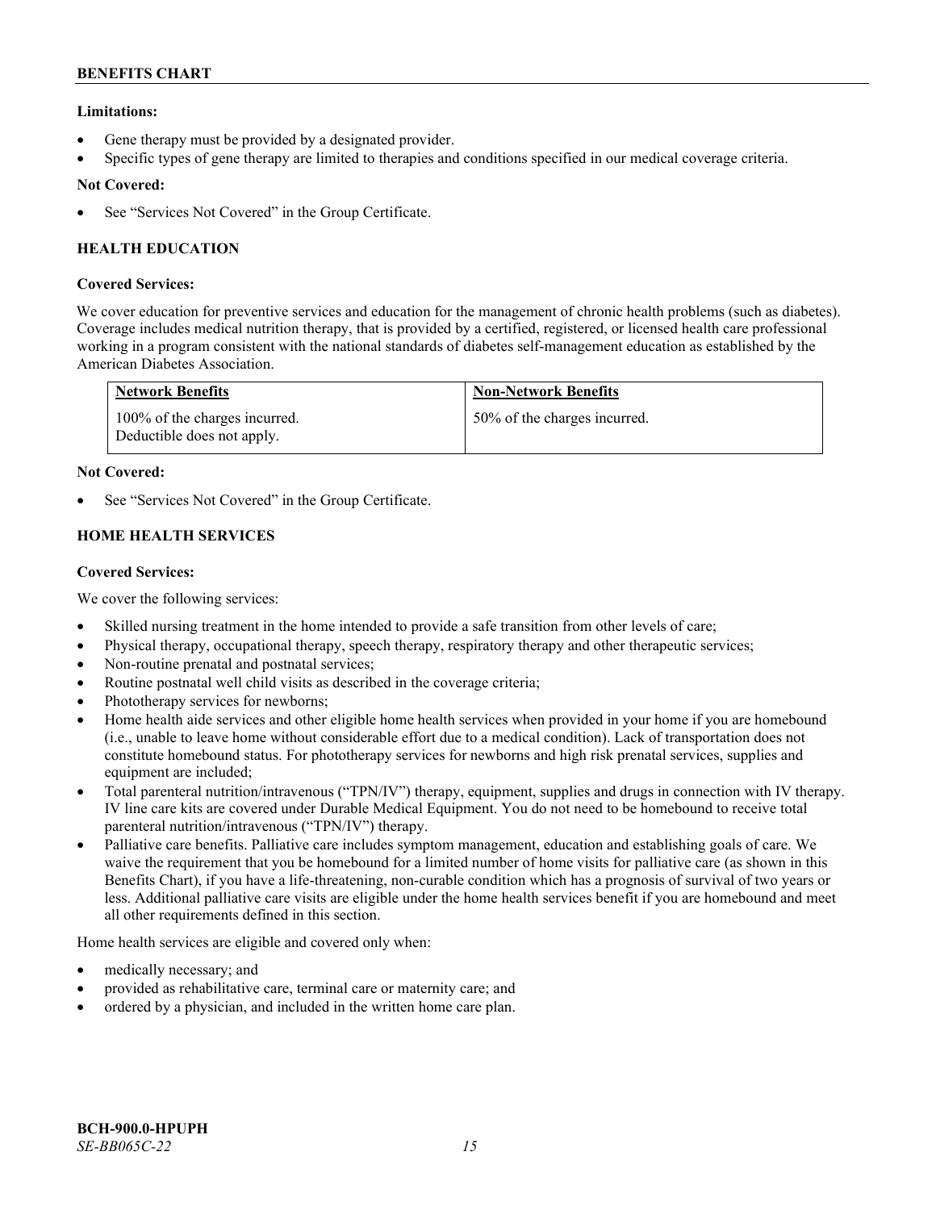**Limitations:**

- Gene therapy must be provided by a designated provider.
- Specific types of gene therapy are limited to therapies and conditions specified in our medical coverage criteria.

**Not Covered:**

- See "Services Not Covered" in the Group Certificate.

### HEALTH EDUCATION

**Covered Services:**

We cover education for preventive services and education for the management of chronic health problems (such as diabetes). Coverage includes medical nutrition therapy, that is provided by a certified, registered, or licensed health care professional working in a program consistent with the national standards of diabetes self-management education as established by the American Diabetes Association.

| Network Benefits | Non-Network Benefits |
| --- | --- |
| 100% of the charges incurred. Deductible does not apply. | 50% of the charges incurred. |

**Not Covered:**

- See "Services Not Covered" in the Group Certificate.

### HOME HEALTH SERVICES

**Covered Services:**

We cover the following services:

- Skilled nursing treatment in the home intended to provide a safe transition from other levels of care;
- Physical therapy, occupational therapy, speech therapy, respiratory therapy and other therapeutic services;
- Non-routine prenatal and postnatal services;
- Routine postnatal well child visits as described in the coverage criteria;
- Phototherapy services for newborns;
- Home health aide services and other eligible home health services when provided in your home if you are homebound (i.e., unable to leave home without considerable effort due to a medical condition). Lack of transportation does not constitute homebound status. For phototherapy services for newborns and high risk prenatal services, supplies and equipment are included;
- Total parenteral nutrition/intravenous ("TPN/IV") therapy, equipment, supplies and drugs in connection with IV therapy. IV line care kits are covered under Durable Medical Equipment. You do not need to be homebound to receive total parenteral nutrition/intravenous ("TPN/IV") therapy.
- Palliative care benefits. Palliative care includes symptom management, education and establishing goals of care. We waive the requirement that you be homebound for a limited number of home visits for palliative care (as shown in this Benefits Chart), if you have a life-threatening, non-curable condition which has a prognosis of survival of two years or less. Additional palliative care visits are eligible under the home health services benefit if you are homebound and meet all other requirements defined in this section.

Home health services are eligible and covered only when:

- medically necessary; and
- provided as rehabilitative care, terminal care or maternity care; and
- ordered by a physician, and included in the written home care plan.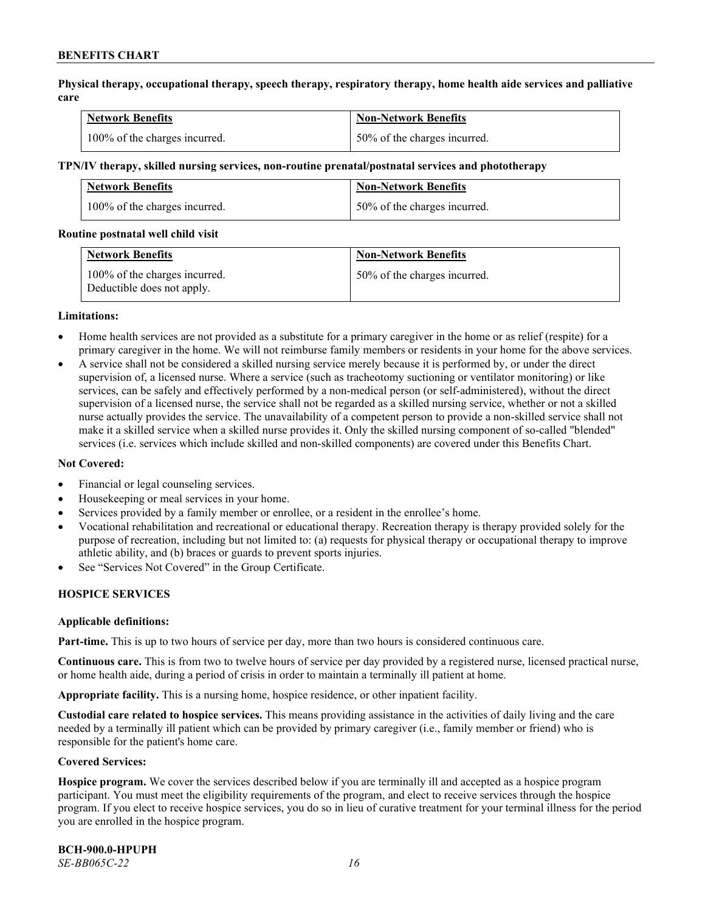**Physical therapy, occupational therapy, speech therapy, respiratory therapy, home health aide services and palliative care**

| Network Benefits | Non-Network Benefits |
|---|---|
| 100% of the charges incurred. | 50% of the charges incurred. |

**TPN/IV therapy, skilled nursing services, non-routine prenatal/postnatal services and phototherapy**

| Network Benefits | Non-Network Benefits |
|---|---|
| 100% of the charges incurred. | 50% of the charges incurred. |

**Routine postnatal well child visit**

| Network Benefits | Non-Network Benefits |
|---|---|
| 100% of the charges incurred.<br>Deductible does not apply. | 50% of the charges incurred. |

**Limitations:**

- Home health services are not provided as a substitute for a primary caregiver in the home or as relief (respite) for a primary caregiver in the home. We will not reimburse family members or residents in your home for the above services.
- A service shall not be considered a skilled nursing service merely because it is performed by, or under the direct supervision of, a licensed nurse. Where a service (such as tracheotomy suctioning or ventilator monitoring) or like services, can be safely and effectively performed by a non-medical person (or self-administered), without the direct supervision of a licensed nurse, the service shall not be regarded as a skilled nursing service, whether or not a skilled nurse actually provides the service. The unavailability of a competent person to provide a non-skilled service shall not make it a skilled service when a skilled nurse provides it. Only the skilled nursing component of so-called "blended" services (i.e. services which include skilled and non-skilled components) are covered under this Benefits Chart.

**Not Covered:**

- Financial or legal counseling services.
- Housekeeping or meal services in your home.
- Services provided by a family member or enrollee, or a resident in the enrollee's home.
- Vocational rehabilitation and recreational or educational therapy. Recreation therapy is therapy provided solely for the purpose of recreation, including but not limited to: (a) requests for physical therapy or occupational therapy to improve athletic ability, and (b) braces or guards to prevent sports injuries.
- See "Services Not Covered" in the Group Certificate.

## HOSPICE SERVICES

**Applicable definitions:**

**Part-time.** This is up to two hours of service per day, more than two hours is considered continuous care.

**Continuous care.** This is from two to twelve hours of service per day provided by a registered nurse, licensed practical nurse, or home health aide, during a period of crisis in order to maintain a terminally ill patient at home.

**Appropriate facility.** This is a nursing home, hospice residence, or other inpatient facility.

**Custodial care related to hospice services.** This means providing assistance in the activities of daily living and the care needed by a terminally ill patient which can be provided by primary caregiver (i.e., family member or friend) who is responsible for the patient's home care.

**Covered Services:**

**Hospice program.** We cover the services described below if you are terminally ill and accepted as a hospice program participant. You must meet the eligibility requirements of the program, and elect to receive services through the hospice program. If you elect to receive hospice services, you do so in lieu of curative treatment for your terminal illness for the period you are enrolled in the hospice program.

**BCH-900.0-HPUPH**
*SE-BB065C-22*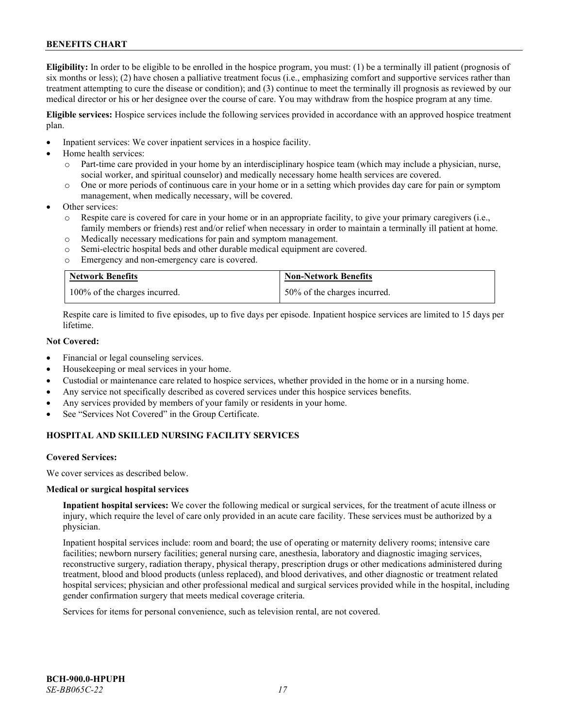**Eligibility:** In order to be eligible to be enrolled in the hospice program, you must: (1) be a terminally ill patient (prognosis of six months or less); (2) have chosen a palliative treatment focus (i.e., emphasizing comfort and supportive services rather than treatment attempting to cure the disease or condition); and (3) continue to meet the terminally ill prognosis as reviewed by our medical director or his or her designee over the course of care. You may withdraw from the hospice program at any time.

**Eligible services:** Hospice services include the following services provided in accordance with an approved hospice treatment plan.

- Inpatient services: We cover inpatient services in a hospice facility.
- Home health services:
  - Part-time care provided in your home by an interdisciplinary hospice team (which may include a physician, nurse, social worker, and spiritual counselor) and medically necessary home health services are covered.
  - One or more periods of continuous care in your home or in a setting which provides day care for pain or symptom management, when medically necessary, will be covered.
- Other services:
  - Respite care is covered for care in your home or in an appropriate facility, to give your primary caregivers (i.e., family members or friends) rest and/or relief when necessary in order to maintain a terminally ill patient at home.
  - Medically necessary medications for pain and symptom management.
  - Semi-electric hospital beds and other durable medical equipment are covered.
  - Emergency and non-emergency care is covered.

| Network Benefits | Non-Network Benefits |
|---|---|
| 100% of the charges incurred. | 50% of the charges incurred. |

Respite care is limited to five episodes, up to five days per episode. Inpatient hospice services are limited to 15 days per lifetime.

**Not Covered:**

- Financial or legal counseling services.
- Housekeeping or meal services in your home.
- Custodial or maintenance care related to hospice services, whether provided in the home or in a nursing home.
- Any service not specifically described as covered services under this hospice services benefits.
- Any services provided by members of your family or residents in your home.
- See "Services Not Covered" in the Group Certificate.

## HOSPITAL AND SKILLED NURSING FACILITY SERVICES

**Covered Services:**

We cover services as described below.

**Medical or surgical hospital services**

**Inpatient hospital services:** We cover the following medical or surgical services, for the treatment of acute illness or injury, which require the level of care only provided in an acute care facility. These services must be authorized by a physician.

Inpatient hospital services include: room and board; the use of operating or maternity delivery rooms; intensive care facilities; newborn nursery facilities; general nursing care, anesthesia, laboratory and diagnostic imaging services, reconstructive surgery, radiation therapy, physical therapy, prescription drugs or other medications administered during treatment, blood and blood products (unless replaced), and blood derivatives, and other diagnostic or treatment related hospital services; physician and other professional medical and surgical services provided while in the hospital, including gender confirmation surgery that meets medical coverage criteria.

Services for items for personal convenience, such as television rental, are not covered.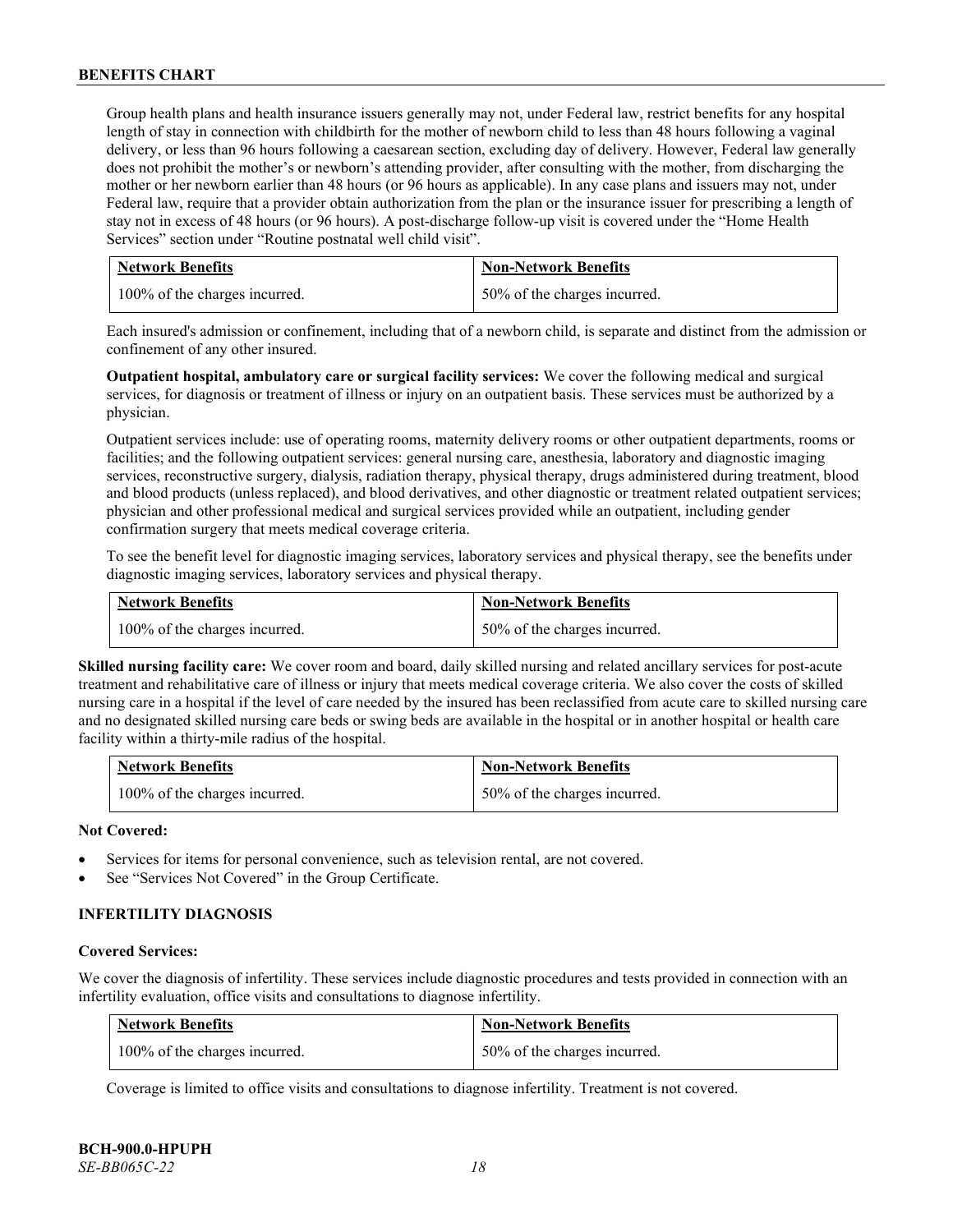Group health plans and health insurance issuers generally may not, under Federal law, restrict benefits for any hospital length of stay in connection with childbirth for the mother of newborn child to less than 48 hours following a vaginal delivery, or less than 96 hours following a caesarean section, excluding day of delivery. However, Federal law generally does not prohibit the mother's or newborn's attending provider, after consulting with the mother, from discharging the mother or her newborn earlier than 48 hours (or 96 hours as applicable). In any case plans and issuers may not, under Federal law, require that a provider obtain authorization from the plan or the insurance issuer for prescribing a length of stay not in excess of 48 hours (or 96 hours). A post-discharge follow-up visit is covered under the "Home Health Services" section under "Routine postnatal well child visit".

| Network Benefits | Non-Network Benefits |
|---|---|
| 100% of the charges incurred. | 50% of the charges incurred. |

Each insured's admission or confinement, including that of a newborn child, is separate and distinct from the admission or confinement of any other insured.

**Outpatient hospital, ambulatory care or surgical facility services:** We cover the following medical and surgical services, for diagnosis or treatment of illness or injury on an outpatient basis. These services must be authorized by a physician.

Outpatient services include: use of operating rooms, maternity delivery rooms or other outpatient departments, rooms or facilities; and the following outpatient services: general nursing care, anesthesia, laboratory and diagnostic imaging services, reconstructive surgery, dialysis, radiation therapy, physical therapy, drugs administered during treatment, blood and blood products (unless replaced), and blood derivatives, and other diagnostic or treatment related outpatient services; physician and other professional medical and surgical services provided while an outpatient, including gender confirmation surgery that meets medical coverage criteria.

To see the benefit level for diagnostic imaging services, laboratory services and physical therapy, see the benefits under diagnostic imaging services, laboratory services and physical therapy.

| Network Benefits | Non-Network Benefits |
|---|---|
| 100% of the charges incurred. | 50% of the charges incurred. |

**Skilled nursing facility care:** We cover room and board, daily skilled nursing and related ancillary services for post-acute treatment and rehabilitative care of illness or injury that meets medical coverage criteria. We also cover the costs of skilled nursing care in a hospital if the level of care needed by the insured has been reclassified from acute care to skilled nursing care and no designated skilled nursing care beds or swing beds are available in the hospital or in another hospital or health care facility within a thirty-mile radius of the hospital.

| Network Benefits | Non-Network Benefits |
|---|---|
| 100% of the charges incurred. | 50% of the charges incurred. |

**Not Covered:**

- Services for items for personal convenience, such as television rental, are not covered.
- See "Services Not Covered" in the Group Certificate.

### INFERTILITY DIAGNOSIS

**Covered Services:**

We cover the diagnosis of infertility. These services include diagnostic procedures and tests provided in connection with an infertility evaluation, office visits and consultations to diagnose infertility.

| Network Benefits | Non-Network Benefits |
|---|---|
| 100% of the charges incurred. | 50% of the charges incurred. |

Coverage is limited to office visits and consultations to diagnose infertility. Treatment is not covered.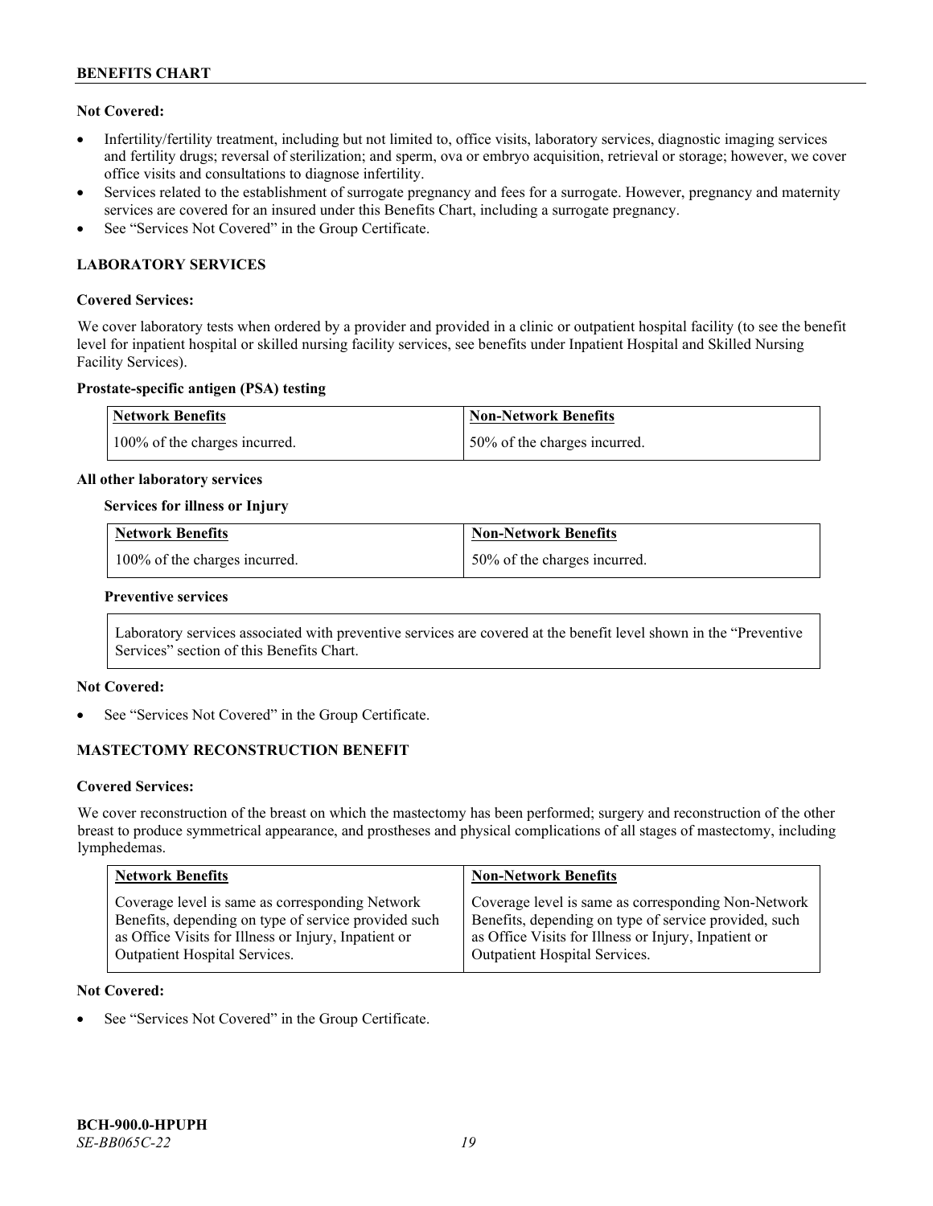**Not Covered:**

- Infertility/fertility treatment, including but not limited to, office visits, laboratory services, diagnostic imaging services and fertility drugs; reversal of sterilization; and sperm, ova or embryo acquisition, retrieval or storage; however, we cover office visits and consultations to diagnose infertility.
- Services related to the establishment of surrogate pregnancy and fees for a surrogate. However, pregnancy and maternity services are covered for an insured under this Benefits Chart, including a surrogate pregnancy.
- See "Services Not Covered" in the Group Certificate.

## LABORATORY SERVICES

**Covered Services:**

We cover laboratory tests when ordered by a provider and provided in a clinic or outpatient hospital facility (to see the benefit level for inpatient hospital or skilled nursing facility services, see benefits under Inpatient Hospital and Skilled Nursing Facility Services).

**Prostate-specific antigen (PSA) testing**

| Network Benefits | Non-Network Benefits |
|---|---|
| 100% of the charges incurred. | 50% of the charges incurred. |

**All other laboratory services**

**Services for illness or Injury**

| Network Benefits | Non-Network Benefits |
|---|---|
| 100% of the charges incurred. | 50% of the charges incurred. |

**Preventive services**

| Laboratory services associated with preventive services are covered at the benefit level shown in the "Preventive Services" section of this Benefits Chart. |
|---|

**Not Covered:**

- See "Services Not Covered" in the Group Certificate.

## MASTECTOMY RECONSTRUCTION BENEFIT

**Covered Services:**

We cover reconstruction of the breast on which the mastectomy has been performed; surgery and reconstruction of the other breast to produce symmetrical appearance, and prostheses and physical complications of all stages of mastectomy, including lymphedemas.

| Network Benefits | Non-Network Benefits |
|---|---|
| Coverage level is same as corresponding Network Benefits, depending on type of service provided such as Office Visits for Illness or Injury, Inpatient or Outpatient Hospital Services. | Coverage level is same as corresponding Non-Network Benefits, depending on type of service provided, such as Office Visits for Illness or Injury, Inpatient or Outpatient Hospital Services. |

**Not Covered:**

- See "Services Not Covered" in the Group Certificate.

**BCH-900.0-HPUPH**
*SE-BB065C-22*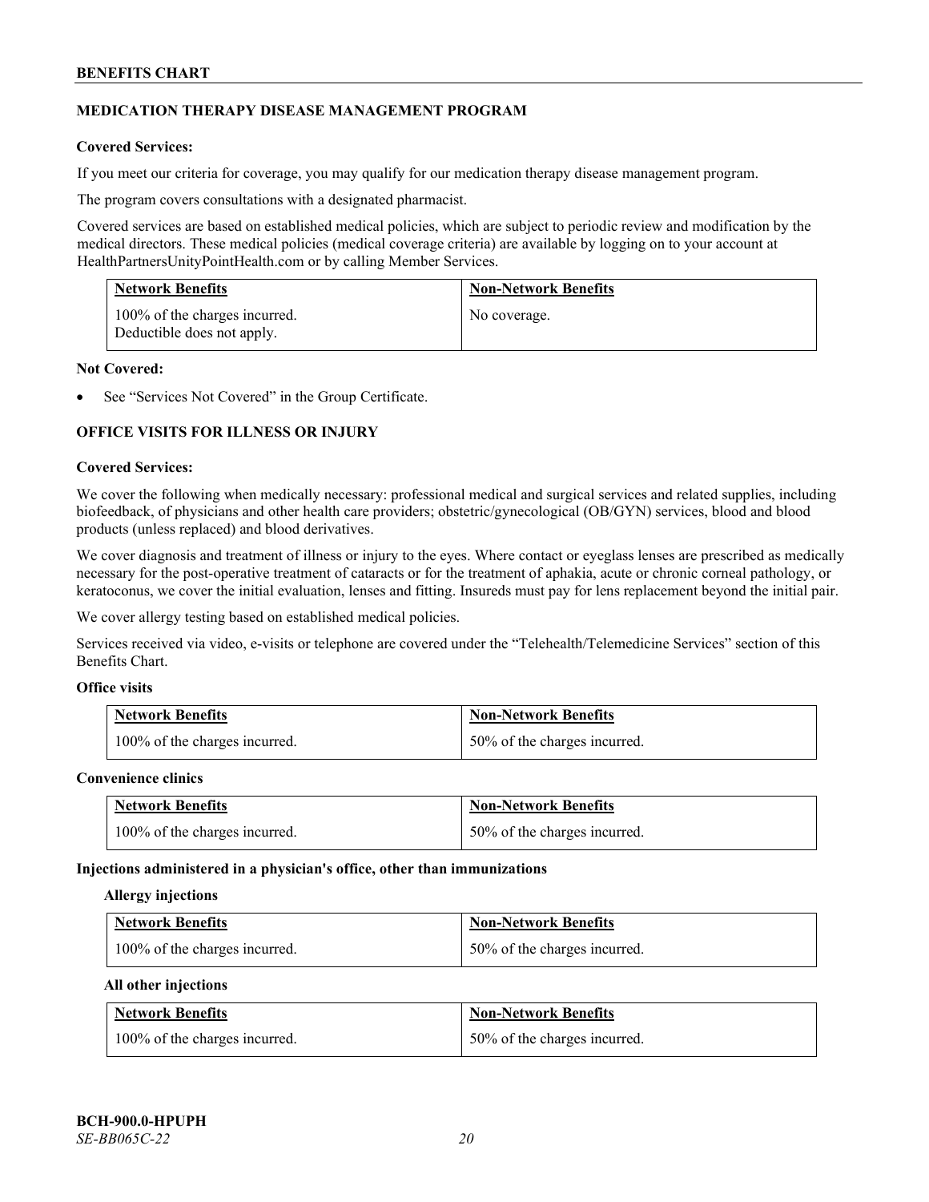## MEDICATION THERAPY DISEASE MANAGEMENT PROGRAM

**Covered Services:**

If you meet our criteria for coverage, you may qualify for our medication therapy disease management program.

The program covers consultations with a designated pharmacist.

Covered services are based on established medical policies, which are subject to periodic review and modification by the medical directors. These medical policies (medical coverage criteria) are available by logging on to your account at HealthPartnersUnityPointHealth.com or by calling Member Services.

| Network Benefits | Non-Network Benefits |
| --- | --- |
| 100% of the charges incurred. Deductible does not apply. | No coverage. |

**Not Covered:**

- See "Services Not Covered" in the Group Certificate.

## OFFICE VISITS FOR ILLNESS OR INJURY

**Covered Services:**

We cover the following when medically necessary: professional medical and surgical services and related supplies, including biofeedback, of physicians and other health care providers; obstetric/gynecological (OB/GYN) services, blood and blood products (unless replaced) and blood derivatives.

We cover diagnosis and treatment of illness or injury to the eyes. Where contact or eyeglass lenses are prescribed as medically necessary for the post-operative treatment of cataracts or for the treatment of aphakia, acute or chronic corneal pathology, or keratoconus, we cover the initial evaluation, lenses and fitting. Insureds must pay for lens replacement beyond the initial pair.

We cover allergy testing based on established medical policies.

Services received via video, e-visits or telephone are covered under the "Telehealth/Telemedicine Services" section of this Benefits Chart.

**Office visits**

| Network Benefits | Non-Network Benefits |
| --- | --- |
| 100% of the charges incurred. | 50% of the charges incurred. |

**Convenience clinics**

| Network Benefits | Non-Network Benefits |
| --- | --- |
| 100% of the charges incurred. | 50% of the charges incurred. |

**Injections administered in a physician's office, other than immunizations**

**Allergy injections**

| Network Benefits | Non-Network Benefits |
| --- | --- |
| 100% of the charges incurred. | 50% of the charges incurred. |

**All other injections**

| Network Benefits | Non-Network Benefits |
| --- | --- |
| 100% of the charges incurred. | 50% of the charges incurred. |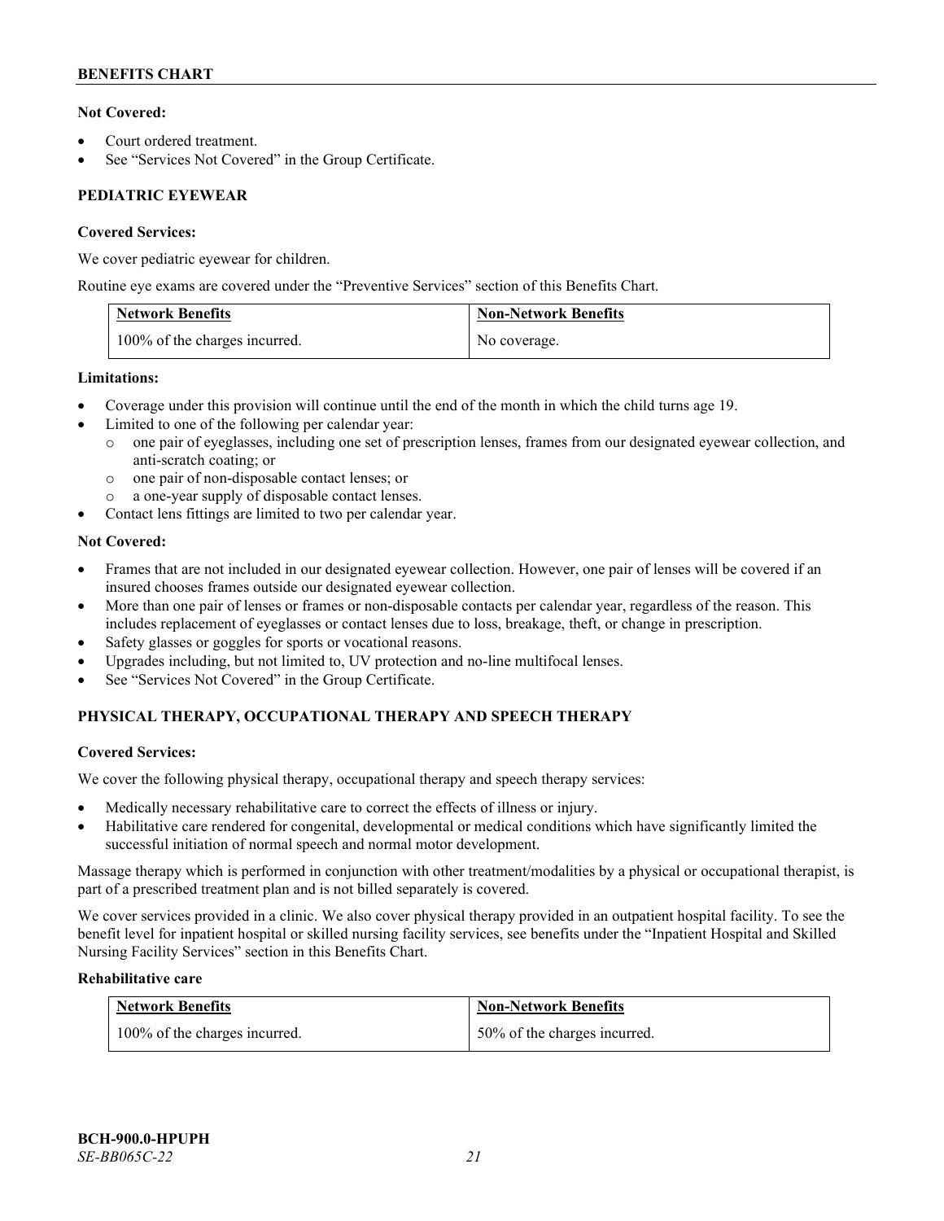**Not Covered:**

- Court ordered treatment.
- See "Services Not Covered" in the Group Certificate.

## PEDIATRIC EYEWEAR

**Covered Services:**

We cover pediatric eyewear for children.

Routine eye exams are covered under the "Preventive Services" section of this Benefits Chart.

| Network Benefits | Non-Network Benefits |
|---|---|
| 100% of the charges incurred. | No coverage. |

**Limitations:**

- Coverage under this provision will continue until the end of the month in which the child turns age 19.
- Limited to one of the following per calendar year:
  - one pair of eyeglasses, including one set of prescription lenses, frames from our designated eyewear collection, and anti-scratch coating; or
  - one pair of non-disposable contact lenses; or
  - a one-year supply of disposable contact lenses.
- Contact lens fittings are limited to two per calendar year.

**Not Covered:**

- Frames that are not included in our designated eyewear collection. However, one pair of lenses will be covered if an insured chooses frames outside our designated eyewear collection.
- More than one pair of lenses or frames or non-disposable contacts per calendar year, regardless of the reason. This includes replacement of eyeglasses or contact lenses due to loss, breakage, theft, or change in prescription.
- Safety glasses or goggles for sports or vocational reasons.
- Upgrades including, but not limited to, UV protection and no-line multifocal lenses.
- See "Services Not Covered" in the Group Certificate.

## PHYSICAL THERAPY, OCCUPATIONAL THERAPY AND SPEECH THERAPY

**Covered Services:**

We cover the following physical therapy, occupational therapy and speech therapy services:

- Medically necessary rehabilitative care to correct the effects of illness or injury.
- Habilitative care rendered for congenital, developmental or medical conditions which have significantly limited the successful initiation of normal speech and normal motor development.

Massage therapy which is performed in conjunction with other treatment/modalities by a physical or occupational therapist, is part of a prescribed treatment plan and is not billed separately is covered.

We cover services provided in a clinic. We also cover physical therapy provided in an outpatient hospital facility. To see the benefit level for inpatient hospital or skilled nursing facility services, see benefits under the "Inpatient Hospital and Skilled Nursing Facility Services" section in this Benefits Chart.

**Rehabilitative care**

| Network Benefits | Non-Network Benefits |
|---|---|
| 100% of the charges incurred. | 50% of the charges incurred. |

BCH-900.0-HPUPH
*SE-BB065C-22*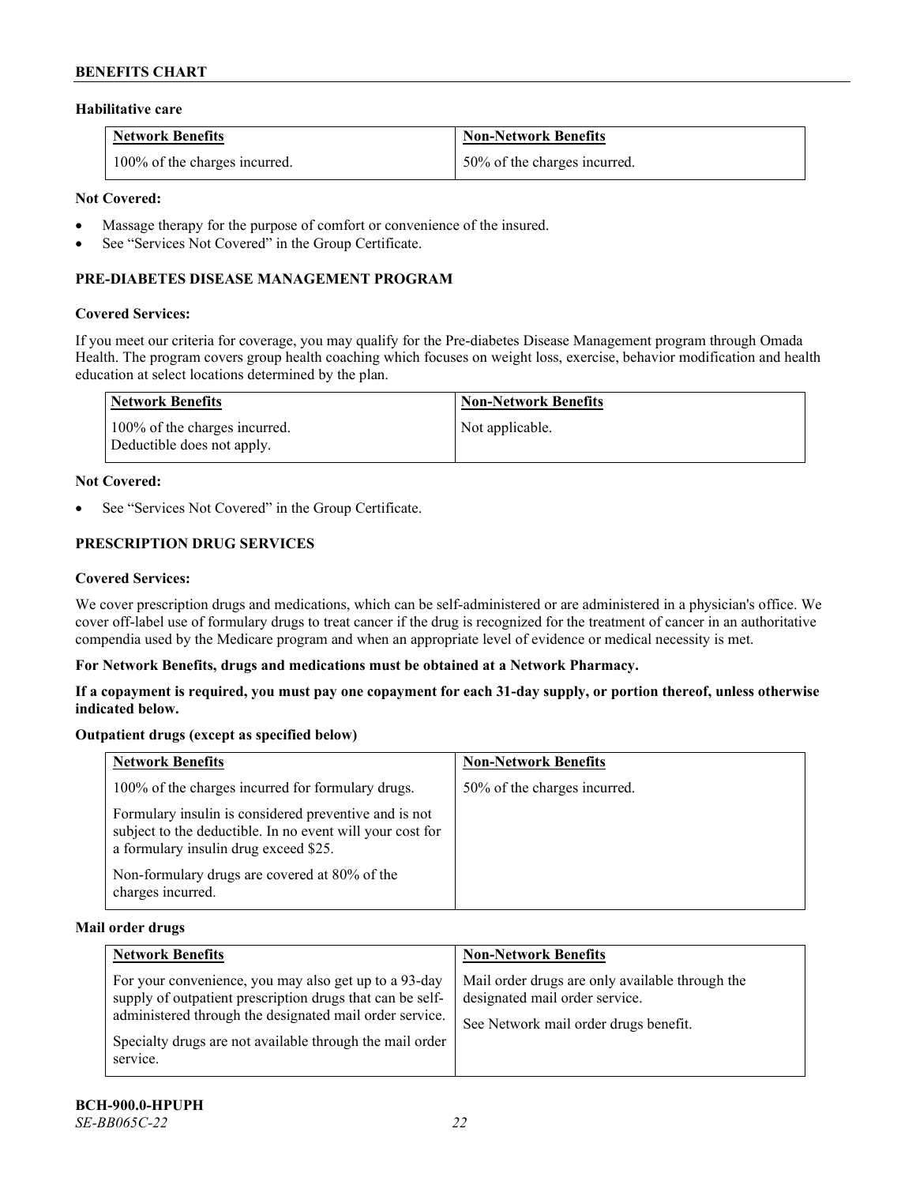**Habilitative care**

| Network Benefits | Non-Network Benefits |
|---|---|
| 100% of the charges incurred. | 50% of the charges incurred. |

**Not Covered:**

- Massage therapy for the purpose of comfort or convenience of the insured.
- See "Services Not Covered" in the Group Certificate.

### PRE-DIABETES DISEASE MANAGEMENT PROGRAM

**Covered Services:**

If you meet our criteria for coverage, you may qualify for the Pre-diabetes Disease Management program through Omada Health. The program covers group health coaching which focuses on weight loss, exercise, behavior modification and health education at select locations determined by the plan.

| Network Benefits | Non-Network Benefits |
|---|---|
| 100% of the charges incurred. Deductible does not apply. | Not applicable. |

**Not Covered:**

- See "Services Not Covered" in the Group Certificate.

### PRESCRIPTION DRUG SERVICES

**Covered Services:**

We cover prescription drugs and medications, which can be self-administered or are administered in a physician's office. We cover off-label use of formulary drugs to treat cancer if the drug is recognized for the treatment of cancer in an authoritative compendia used by the Medicare program and when an appropriate level of evidence or medical necessity is met.

**For Network Benefits, drugs and medications must be obtained at a Network Pharmacy.**

**If a copayment is required, you must pay one copayment for each 31-day supply, or portion thereof, unless otherwise indicated below.**

**Outpatient drugs (except as specified below)**

| Network Benefits | Non-Network Benefits |
|---|---|
| 100% of the charges incurred for formulary drugs.<br><br>Formulary insulin is considered preventive and is not subject to the deductible. In no event will your cost for a formulary insulin drug exceed $25.<br><br>Non-formulary drugs are covered at 80% of the charges incurred. | 50% of the charges incurred. |

**Mail order drugs**

| Network Benefits | Non-Network Benefits |
|---|---|
| For your convenience, you may also get up to a 93-day supply of outpatient prescription drugs that can be self-administered through the designated mail order service.<br><br>Specialty drugs are not available through the mail order service. | Mail order drugs are only available through the designated mail order service.<br><br>See Network mail order drugs benefit. |

BCH-900.0-HPUPH
*SE-BB065C-22*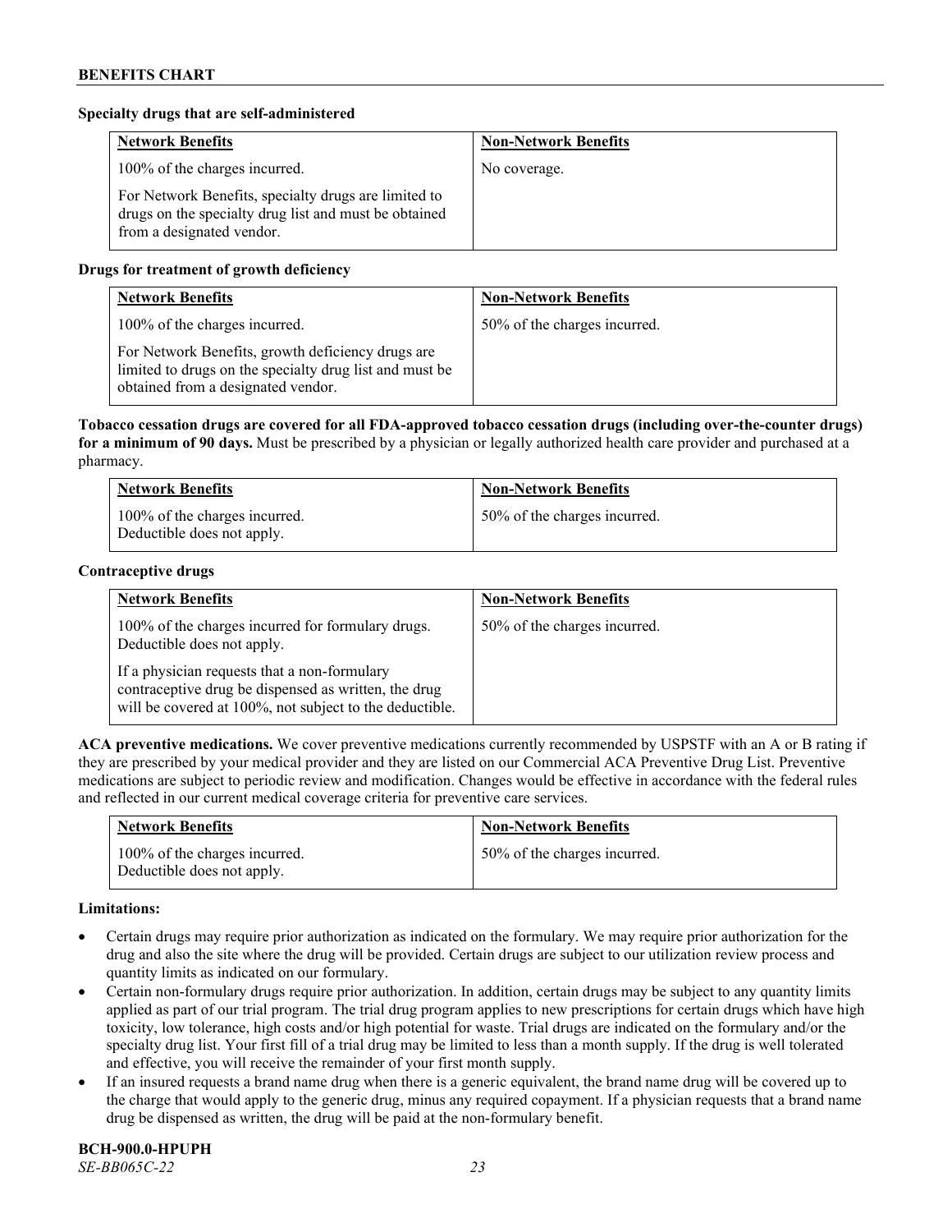**Specialty drugs that are self-administered**

| Network Benefits | Non-Network Benefits |
|---|---|
| 100% of the charges incurred.<br><br>For Network Benefits, specialty drugs are limited to drugs on the specialty drug list and must be obtained from a designated vendor. | No coverage. |

**Drugs for treatment of growth deficiency**

| Network Benefits | Non-Network Benefits |
|---|---|
| 100% of the charges incurred.<br><br>For Network Benefits, growth deficiency drugs are limited to drugs on the specialty drug list and must be obtained from a designated vendor. | 50% of the charges incurred. |

**Tobacco cessation drugs are covered for all FDA-approved tobacco cessation drugs (including over-the-counter drugs) for a minimum of 90 days.** Must be prescribed by a physician or legally authorized health care provider and purchased at a pharmacy.

| Network Benefits | Non-Network Benefits |
|---|---|
| 100% of the charges incurred.<br>Deductible does not apply. | 50% of the charges incurred. |

**Contraceptive drugs**

| Network Benefits | Non-Network Benefits |
|---|---|
| 100% of the charges incurred for formulary drugs.<br>Deductible does not apply.<br><br>If a physician requests that a non-formulary contraceptive drug be dispensed as written, the drug will be covered at 100%, not subject to the deductible. | 50% of the charges incurred. |

**ACA preventive medications.** We cover preventive medications currently recommended by USPSTF with an A or B rating if they are prescribed by your medical provider and they are listed on our Commercial ACA Preventive Drug List. Preventive medications are subject to periodic review and modification. Changes would be effective in accordance with the federal rules and reflected in our current medical coverage criteria for preventive care services.

| Network Benefits | Non-Network Benefits |
|---|---|
| 100% of the charges incurred.<br>Deductible does not apply. | 50% of the charges incurred. |

**Limitations:**

- Certain drugs may require prior authorization as indicated on the formulary. We may require prior authorization for the drug and also the site where the drug will be provided. Certain drugs are subject to our utilization review process and quantity limits as indicated on our formulary.
- Certain non-formulary drugs require prior authorization. In addition, certain drugs may be subject to any quantity limits applied as part of our trial program. The trial drug program applies to new prescriptions for certain drugs which have high toxicity, low tolerance, high costs and/or high potential for waste. Trial drugs are indicated on the formulary and/or the specialty drug list. Your first fill of a trial drug may be limited to less than a month supply. If the drug is well tolerated and effective, you will receive the remainder of your first month supply.
- If an insured requests a brand name drug when there is a generic equivalent, the brand name drug will be covered up to the charge that would apply to the generic drug, minus any required copayment. If a physician requests that a brand name drug be dispensed as written, the drug will be paid at the non-formulary benefit.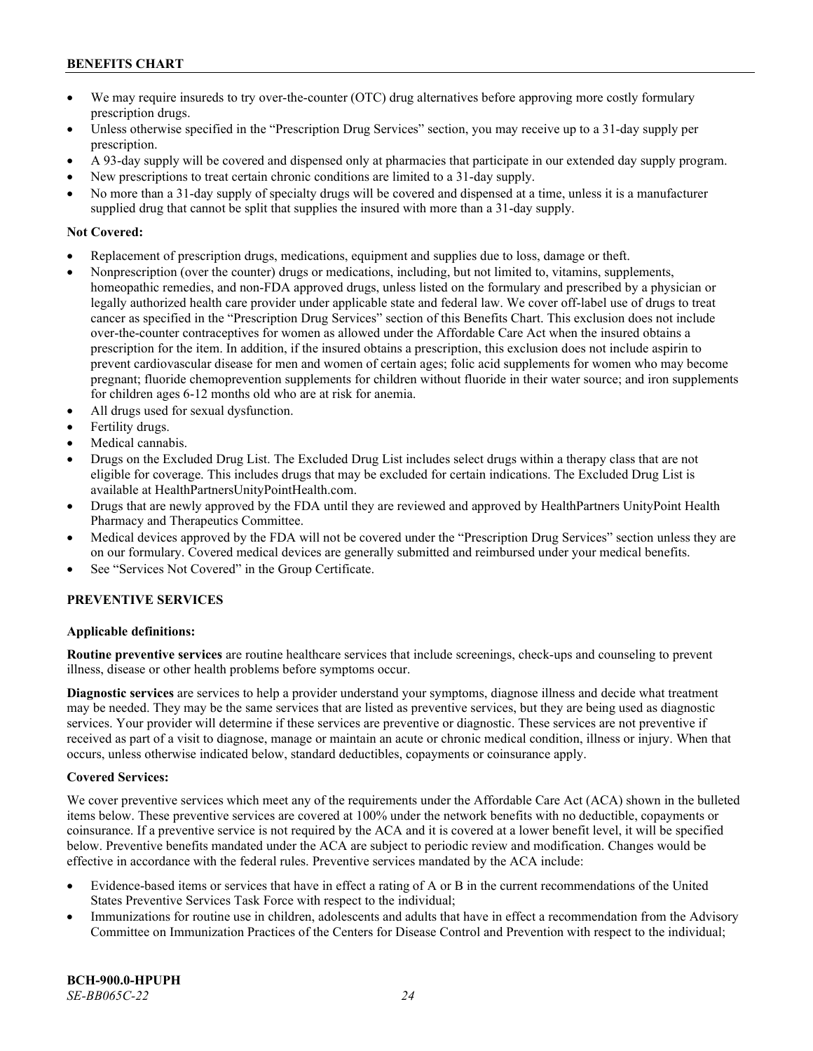- We may require insureds to try over-the-counter (OTC) drug alternatives before approving more costly formulary prescription drugs.
- Unless otherwise specified in the "Prescription Drug Services" section, you may receive up to a 31-day supply per prescription.
- A 93-day supply will be covered and dispensed only at pharmacies that participate in our extended day supply program.
- New prescriptions to treat certain chronic conditions are limited to a 31-day supply.
- No more than a 31-day supply of specialty drugs will be covered and dispensed at a time, unless it is a manufacturer supplied drug that cannot be split that supplies the insured with more than a 31-day supply.

**Not Covered:**

- Replacement of prescription drugs, medications, equipment and supplies due to loss, damage or theft.
- Nonprescription (over the counter) drugs or medications, including, but not limited to, vitamins, supplements, homeopathic remedies, and non-FDA approved drugs, unless listed on the formulary and prescribed by a physician or legally authorized health care provider under applicable state and federal law. We cover off-label use of drugs to treat cancer as specified in the "Prescription Drug Services" section of this Benefits Chart. This exclusion does not include over-the-counter contraceptives for women as allowed under the Affordable Care Act when the insured obtains a prescription for the item. In addition, if the insured obtains a prescription, this exclusion does not include aspirin to prevent cardiovascular disease for men and women of certain ages; folic acid supplements for women who may become pregnant; fluoride chemoprevention supplements for children without fluoride in their water source; and iron supplements for children ages 6-12 months old who are at risk for anemia.
- All drugs used for sexual dysfunction.
- Fertility drugs.
- Medical cannabis.
- Drugs on the Excluded Drug List. The Excluded Drug List includes select drugs within a therapy class that are not eligible for coverage. This includes drugs that may be excluded for certain indications. The Excluded Drug List is available at HealthPartnersUnityPointHealth.com.
- Drugs that are newly approved by the FDA until they are reviewed and approved by HealthPartners UnityPoint Health Pharmacy and Therapeutics Committee.
- Medical devices approved by the FDA will not be covered under the "Prescription Drug Services" section unless they are on our formulary. Covered medical devices are generally submitted and reimbursed under your medical benefits.
- See "Services Not Covered" in the Group Certificate.

## PREVENTIVE SERVICES

**Applicable definitions:**

**Routine preventive services** are routine healthcare services that include screenings, check-ups and counseling to prevent illness, disease or other health problems before symptoms occur.

**Diagnostic services** are services to help a provider understand your symptoms, diagnose illness and decide what treatment may be needed. They may be the same services that are listed as preventive services, but they are being used as diagnostic services. Your provider will determine if these services are preventive or diagnostic. These services are not preventive if received as part of a visit to diagnose, manage or maintain an acute or chronic medical condition, illness or injury. When that occurs, unless otherwise indicated below, standard deductibles, copayments or coinsurance apply.

**Covered Services:**

We cover preventive services which meet any of the requirements under the Affordable Care Act (ACA) shown in the bulleted items below. These preventive services are covered at 100% under the network benefits with no deductible, copayments or coinsurance. If a preventive service is not required by the ACA and it is covered at a lower benefit level, it will be specified below. Preventive benefits mandated under the ACA are subject to periodic review and modification. Changes would be effective in accordance with the federal rules. Preventive services mandated by the ACA include:

- Evidence-based items or services that have in effect a rating of A or B in the current recommendations of the United States Preventive Services Task Force with respect to the individual;
- Immunizations for routine use in children, adolescents and adults that have in effect a recommendation from the Advisory Committee on Immunization Practices of the Centers for Disease Control and Prevention with respect to the individual;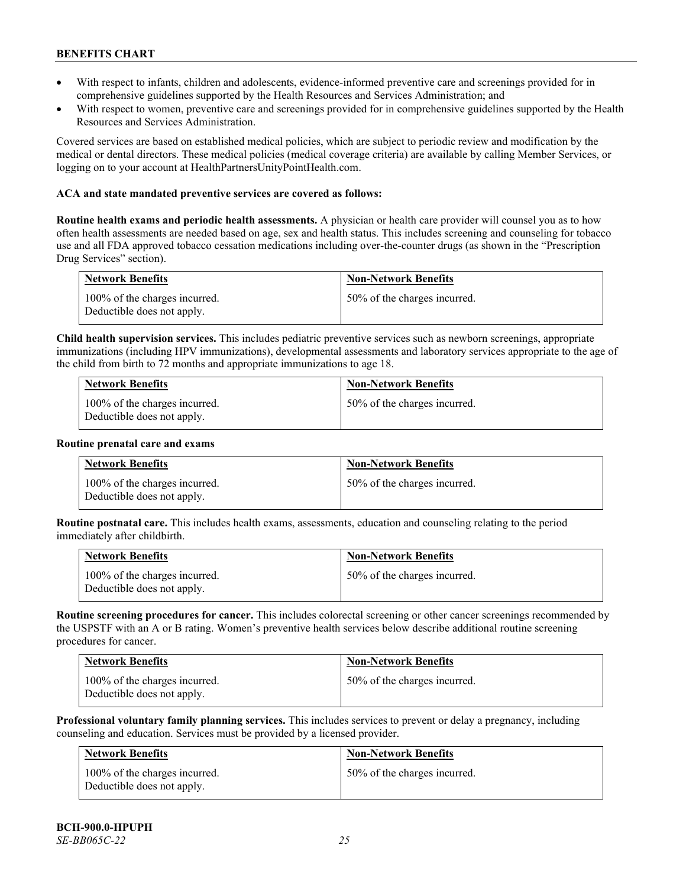- With respect to infants, children and adolescents, evidence-informed preventive care and screenings provided for in comprehensive guidelines supported by the Health Resources and Services Administration; and
- With respect to women, preventive care and screenings provided for in comprehensive guidelines supported by the Health Resources and Services Administration.

Covered services are based on established medical policies, which are subject to periodic review and modification by the medical or dental directors. These medical policies (medical coverage criteria) are available by calling Member Services, or logging on to your account at HealthPartnersUnityPointHealth.com.

**ACA and state mandated preventive services are covered as follows:**

**Routine health exams and periodic health assessments.** A physician or health care provider will counsel you as to how often health assessments are needed based on age, sex and health status. This includes screening and counseling for tobacco use and all FDA approved tobacco cessation medications including over-the-counter drugs (as shown in the "Prescription Drug Services" section).

| Network Benefits | Non-Network Benefits |
|---|---|
| 100% of the charges incurred. Deductible does not apply. | 50% of the charges incurred. |

**Child health supervision services.** This includes pediatric preventive services such as newborn screenings, appropriate immunizations (including HPV immunizations), developmental assessments and laboratory services appropriate to the age of the child from birth to 72 months and appropriate immunizations to age 18.

| Network Benefits | Non-Network Benefits |
|---|---|
| 100% of the charges incurred. Deductible does not apply. | 50% of the charges incurred. |

**Routine prenatal care and exams**

| Network Benefits | Non-Network Benefits |
|---|---|
| 100% of the charges incurred. Deductible does not apply. | 50% of the charges incurred. |

**Routine postnatal care.** This includes health exams, assessments, education and counseling relating to the period immediately after childbirth.

| Network Benefits | Non-Network Benefits |
|---|---|
| 100% of the charges incurred. Deductible does not apply. | 50% of the charges incurred. |

**Routine screening procedures for cancer.** This includes colorectal screening or other cancer screenings recommended by the USPSTF with an A or B rating. Women's preventive health services below describe additional routine screening procedures for cancer.

| Network Benefits | Non-Network Benefits |
|---|---|
| 100% of the charges incurred. Deductible does not apply. | 50% of the charges incurred. |

**Professional voluntary family planning services.** This includes services to prevent or delay a pregnancy, including counseling and education. Services must be provided by a licensed provider.

| Network Benefits | Non-Network Benefits |
|---|---|
| 100% of the charges incurred. Deductible does not apply. | 50% of the charges incurred. |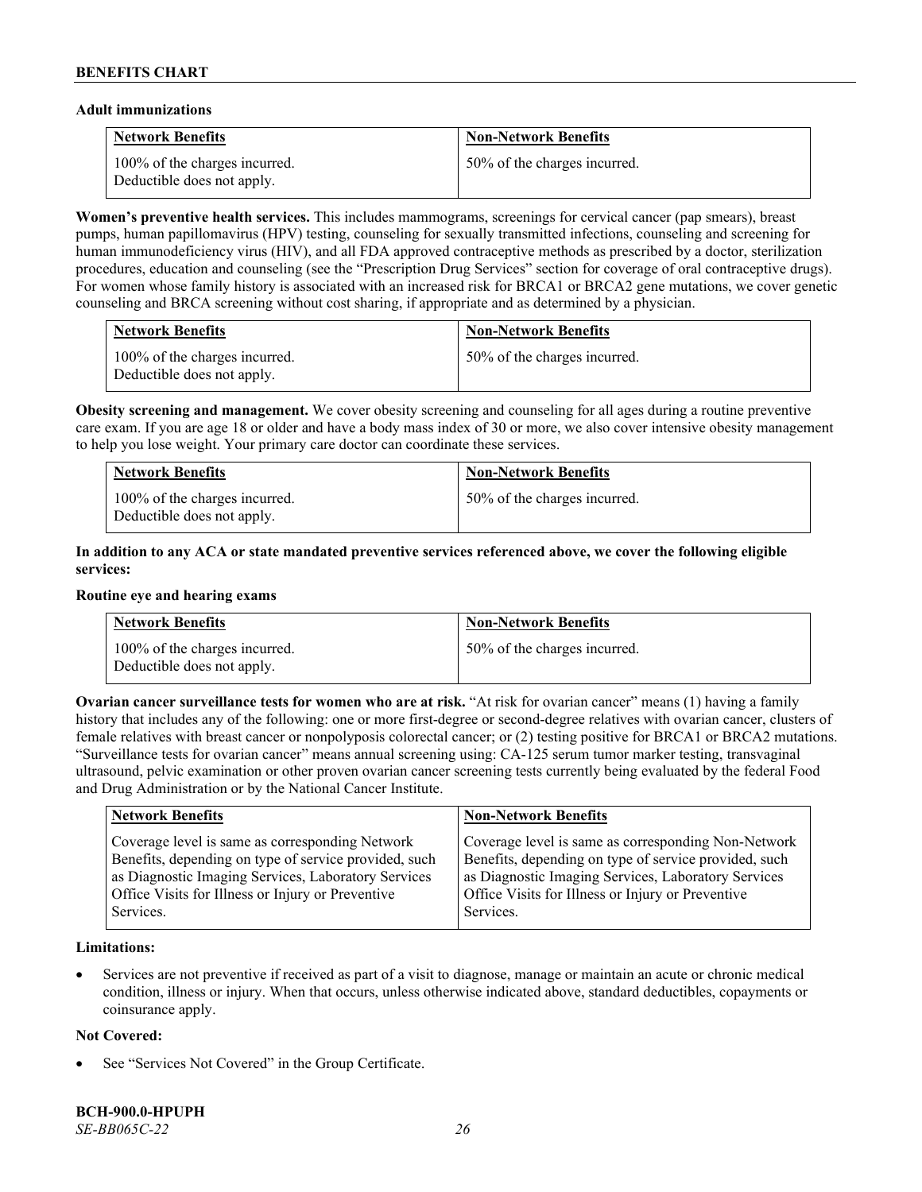**Adult immunizations**

| Network Benefits | Non-Network Benefits |
| --- | --- |
| 100% of the charges incurred. Deductible does not apply. | 50% of the charges incurred. |

**Women's preventive health services.** This includes mammograms, screenings for cervical cancer (pap smears), breast pumps, human papillomavirus (HPV) testing, counseling for sexually transmitted infections, counseling and screening for human immunodeficiency virus (HIV), and all FDA approved contraceptive methods as prescribed by a doctor, sterilization procedures, education and counseling (see the "Prescription Drug Services" section for coverage of oral contraceptive drugs). For women whose family history is associated with an increased risk for BRCA1 or BRCA2 gene mutations, we cover genetic counseling and BRCA screening without cost sharing, if appropriate and as determined by a physician.

| Network Benefits | Non-Network Benefits |
| --- | --- |
| 100% of the charges incurred. Deductible does not apply. | 50% of the charges incurred. |

**Obesity screening and management.** We cover obesity screening and counseling for all ages during a routine preventive care exam. If you are age 18 or older and have a body mass index of 30 or more, we also cover intensive obesity management to help you lose weight. Your primary care doctor can coordinate these services.

| Network Benefits | Non-Network Benefits |
| --- | --- |
| 100% of the charges incurred. Deductible does not apply. | 50% of the charges incurred. |

**In addition to any ACA or state mandated preventive services referenced above, we cover the following eligible services:**

**Routine eye and hearing exams**

| Network Benefits | Non-Network Benefits |
| --- | --- |
| 100% of the charges incurred. Deductible does not apply. | 50% of the charges incurred. |

**Ovarian cancer surveillance tests for women who are at risk.** "At risk for ovarian cancer" means (1) having a family history that includes any of the following: one or more first-degree or second-degree relatives with ovarian cancer, clusters of female relatives with breast cancer or nonpolyposis colorectal cancer; or (2) testing positive for BRCA1 or BRCA2 mutations. "Surveillance tests for ovarian cancer" means annual screening using: CA-125 serum tumor marker testing, transvaginal ultrasound, pelvic examination or other proven ovarian cancer screening tests currently being evaluated by the federal Food and Drug Administration or by the National Cancer Institute.

| Network Benefits | Non-Network Benefits |
| --- | --- |
| Coverage level is same as corresponding Network Benefits, depending on type of service provided, such as Diagnostic Imaging Services, Laboratory Services Office Visits for Illness or Injury or Preventive Services. | Coverage level is same as corresponding Non-Network Benefits, depending on type of service provided, such as Diagnostic Imaging Services, Laboratory Services Office Visits for Illness or Injury or Preventive Services. |

**Limitations:**

- Services are not preventive if received as part of a visit to diagnose, manage or maintain an acute or chronic medical condition, illness or injury. When that occurs, unless otherwise indicated above, standard deductibles, copayments or coinsurance apply.

**Not Covered:**

- See "Services Not Covered" in the Group Certificate.

**BCH-900.0-HPUPH**
*SE-BB065C-22*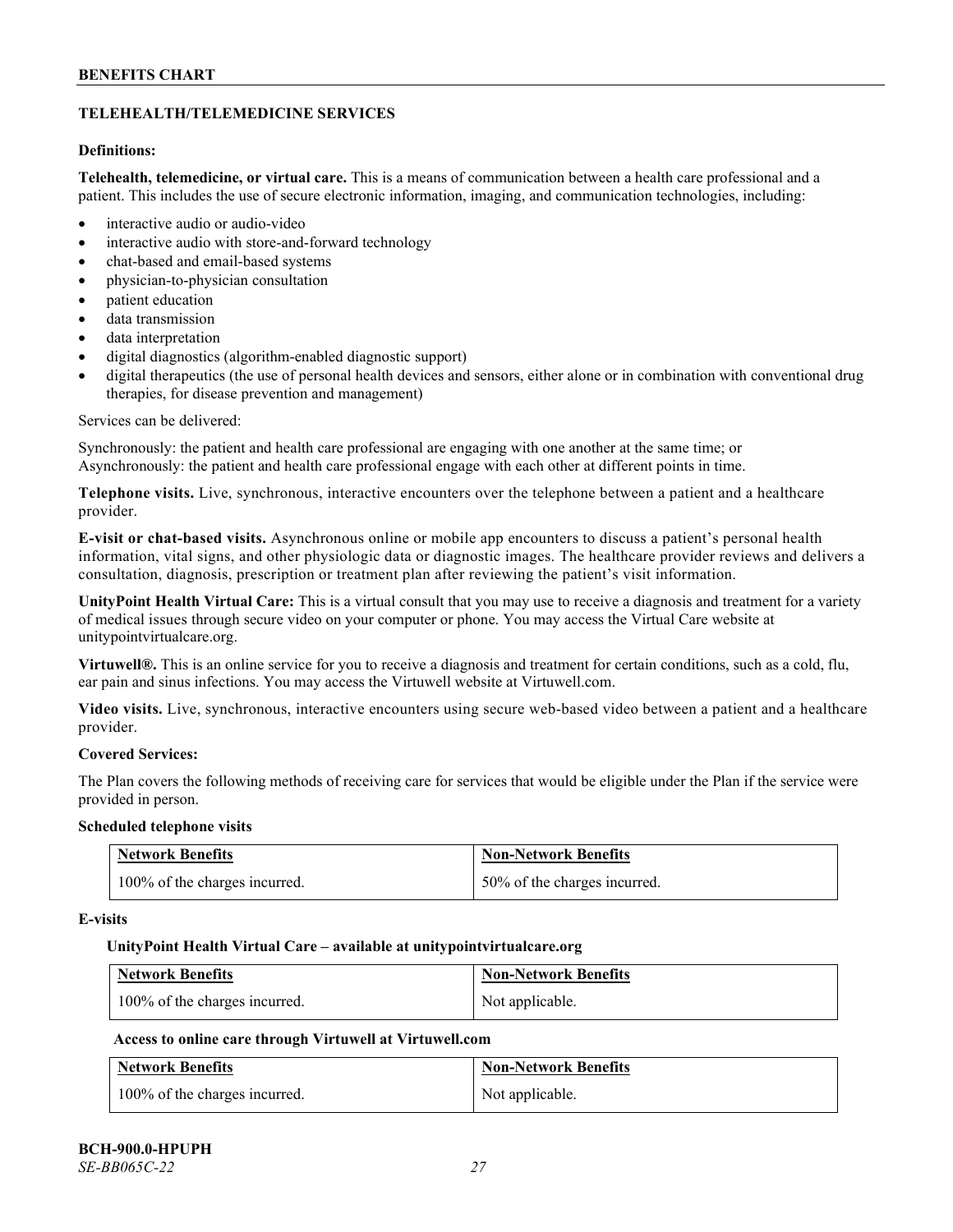## TELEHEALTH/TELEMEDICINE SERVICES

**Definitions:**

**Telehealth, telemedicine, or virtual care.** This is a means of communication between a health care professional and a patient. This includes the use of secure electronic information, imaging, and communication technologies, including:

- interactive audio or audio-video
- interactive audio with store-and-forward technology
- chat-based and email-based systems
- physician-to-physician consultation
- patient education
- data transmission
- data interpretation
- digital diagnostics (algorithm-enabled diagnostic support)
- digital therapeutics (the use of personal health devices and sensors, either alone or in combination with conventional drug therapies, for disease prevention and management)

Services can be delivered:

Synchronously: the patient and health care professional are engaging with one another at the same time; or
Asynchronously: the patient and health care professional engage with each other at different points in time.

**Telephone visits.** Live, synchronous, interactive encounters over the telephone between a patient and a healthcare provider.

**E-visit or chat-based visits.** Asynchronous online or mobile app encounters to discuss a patient's personal health information, vital signs, and other physiologic data or diagnostic images. The healthcare provider reviews and delivers a consultation, diagnosis, prescription or treatment plan after reviewing the patient's visit information.

**UnityPoint Health Virtual Care:** This is a virtual consult that you may use to receive a diagnosis and treatment for a variety of medical issues through secure video on your computer or phone. You may access the Virtual Care website at unitypointvirtualcare.org.

**Virtuwell®.** This is an online service for you to receive a diagnosis and treatment for certain conditions, such as a cold, flu, ear pain and sinus infections. You may access the Virtuwell website at Virtuwell.com.

**Video visits.** Live, synchronous, interactive encounters using secure web-based video between a patient and a healthcare provider.

**Covered Services:**

The Plan covers the following methods of receiving care for services that would be eligible under the Plan if the service were provided in person.

**Scheduled telephone visits**

| Network Benefits | Non-Network Benefits |
|---|---|
| 100% of the charges incurred. | 50% of the charges incurred. |

**E-visits**

**UnityPoint Health Virtual Care – available at unitypointvirtualcare.org**

| Network Benefits | Non-Network Benefits |
|---|---|
| 100% of the charges incurred. | Not applicable. |

**Access to online care through Virtuwell at Virtuwell.com**

| Network Benefits | Non-Network Benefits |
|---|---|
| 100% of the charges incurred. | Not applicable. |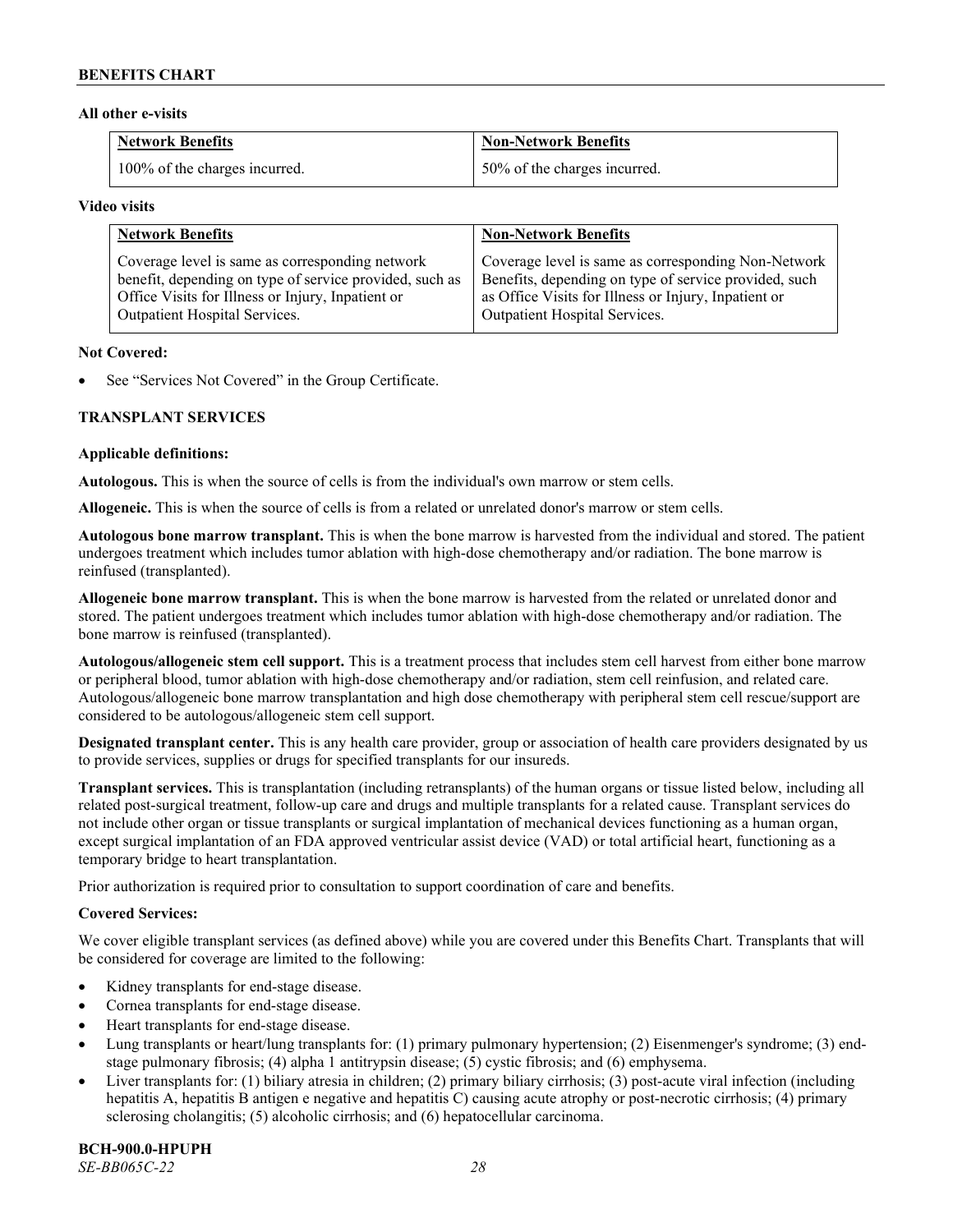**All other e-visits**

| Network Benefits | Non-Network Benefits |
|---|---|
| 100% of the charges incurred. | 50% of the charges incurred. |

**Video visits**

| Network Benefits | Non-Network Benefits |
|---|---|
| Coverage level is same as corresponding network benefit, depending on type of service provided, such as Office Visits for Illness or Injury, Inpatient or Outpatient Hospital Services. | Coverage level is same as corresponding Non-Network Benefits, depending on type of service provided, such as Office Visits for Illness or Injury, Inpatient or Outpatient Hospital Services. |

**Not Covered:**

- See "Services Not Covered" in the Group Certificate.

## TRANSPLANT SERVICES

**Applicable definitions:**

**Autologous.** This is when the source of cells is from the individual's own marrow or stem cells.

**Allogeneic.** This is when the source of cells is from a related or unrelated donor's marrow or stem cells.

**Autologous bone marrow transplant.** This is when the bone marrow is harvested from the individual and stored. The patient undergoes treatment which includes tumor ablation with high-dose chemotherapy and/or radiation. The bone marrow is reinfused (transplanted).

**Allogeneic bone marrow transplant.** This is when the bone marrow is harvested from the related or unrelated donor and stored. The patient undergoes treatment which includes tumor ablation with high-dose chemotherapy and/or radiation. The bone marrow is reinfused (transplanted).

**Autologous/allogeneic stem cell support.** This is a treatment process that includes stem cell harvest from either bone marrow or peripheral blood, tumor ablation with high-dose chemotherapy and/or radiation, stem cell reinfusion, and related care. Autologous/allogeneic bone marrow transplantation and high dose chemotherapy with peripheral stem cell rescue/support are considered to be autologous/allogeneic stem cell support.

**Designated transplant center.** This is any health care provider, group or association of health care providers designated by us to provide services, supplies or drugs for specified transplants for our insureds.

**Transplant services.** This is transplantation (including retransplants) of the human organs or tissue listed below, including all related post-surgical treatment, follow-up care and drugs and multiple transplants for a related cause. Transplant services do not include other organ or tissue transplants or surgical implantation of mechanical devices functioning as a human organ, except surgical implantation of an FDA approved ventricular assist device (VAD) or total artificial heart, functioning as a temporary bridge to heart transplantation.

Prior authorization is required prior to consultation to support coordination of care and benefits.

**Covered Services:**

We cover eligible transplant services (as defined above) while you are covered under this Benefits Chart. Transplants that will be considered for coverage are limited to the following:

- Kidney transplants for end-stage disease.
- Cornea transplants for end-stage disease.
- Heart transplants for end-stage disease.
- Lung transplants or heart/lung transplants for: (1) primary pulmonary hypertension; (2) Eisenmenger's syndrome; (3) end-stage pulmonary fibrosis; (4) alpha 1 antitrypsin disease; (5) cystic fibrosis; and (6) emphysema.
- Liver transplants for: (1) biliary atresia in children; (2) primary biliary cirrhosis; (3) post-acute viral infection (including hepatitis A, hepatitis B antigen e negative and hepatitis C) causing acute atrophy or post-necrotic cirrhosis; (4) primary sclerosing cholangitis; (5) alcoholic cirrhosis; and (6) hepatocellular carcinoma.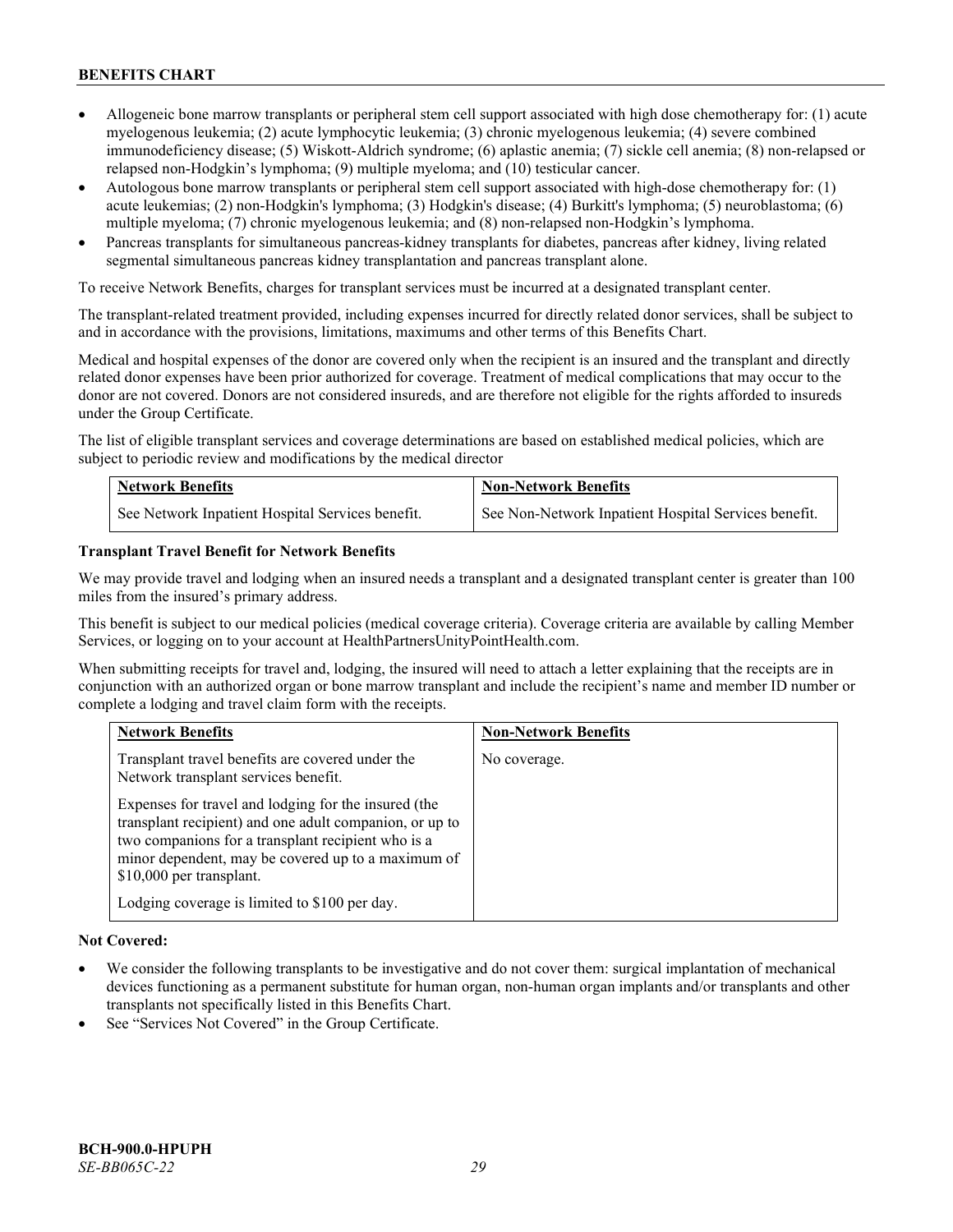- Allogeneic bone marrow transplants or peripheral stem cell support associated with high dose chemotherapy for: (1) acute myelogenous leukemia; (2) acute lymphocytic leukemia; (3) chronic myelogenous leukemia; (4) severe combined immunodeficiency disease; (5) Wiskott-Aldrich syndrome; (6) aplastic anemia; (7) sickle cell anemia; (8) non-relapsed or relapsed non-Hodgkin's lymphoma; (9) multiple myeloma; and (10) testicular cancer.
- Autologous bone marrow transplants or peripheral stem cell support associated with high-dose chemotherapy for: (1) acute leukemias; (2) non-Hodgkin's lymphoma; (3) Hodgkin's disease; (4) Burkitt's lymphoma; (5) neuroblastoma; (6) multiple myeloma; (7) chronic myelogenous leukemia; and (8) non-relapsed non-Hodgkin's lymphoma.
- Pancreas transplants for simultaneous pancreas-kidney transplants for diabetes, pancreas after kidney, living related segmental simultaneous pancreas kidney transplantation and pancreas transplant alone.

To receive Network Benefits, charges for transplant services must be incurred at a designated transplant center.

The transplant-related treatment provided, including expenses incurred for directly related donor services, shall be subject to and in accordance with the provisions, limitations, maximums and other terms of this Benefits Chart.

Medical and hospital expenses of the donor are covered only when the recipient is an insured and the transplant and directly related donor expenses have been prior authorized for coverage. Treatment of medical complications that may occur to the donor are not covered. Donors are not considered insureds, and are therefore not eligible for the rights afforded to insureds under the Group Certificate.

The list of eligible transplant services and coverage determinations are based on established medical policies, which are subject to periodic review and modifications by the medical director

| Network Benefits | Non-Network Benefits |
|---|---|
| See Network Inpatient Hospital Services benefit. | See Non-Network Inpatient Hospital Services benefit. |

**Transplant Travel Benefit for Network Benefits**

We may provide travel and lodging when an insured needs a transplant and a designated transplant center is greater than 100 miles from the insured's primary address.

This benefit is subject to our medical policies (medical coverage criteria). Coverage criteria are available by calling Member Services, or logging on to your account at HealthPartnersUnityPointHealth.com.

When submitting receipts for travel and, lodging, the insured will need to attach a letter explaining that the receipts are in conjunction with an authorized organ or bone marrow transplant and include the recipient's name and member ID number or complete a lodging and travel claim form with the receipts.

| Network Benefits | Non-Network Benefits |
|---|---|
| Transplant travel benefits are covered under the Network transplant services benefit.<br><br>Expenses for travel and lodging for the insured (the transplant recipient) and one adult companion, or up to two companions for a transplant recipient who is a minor dependent, may be covered up to a maximum of $10,000 per transplant.<br><br>Lodging coverage is limited to $100 per day. | No coverage. |

**Not Covered:**

- We consider the following transplants to be investigative and do not cover them: surgical implantation of mechanical devices functioning as a permanent substitute for human organ, non-human organ implants and/or transplants and other transplants not specifically listed in this Benefits Chart.
- See "Services Not Covered" in the Group Certificate.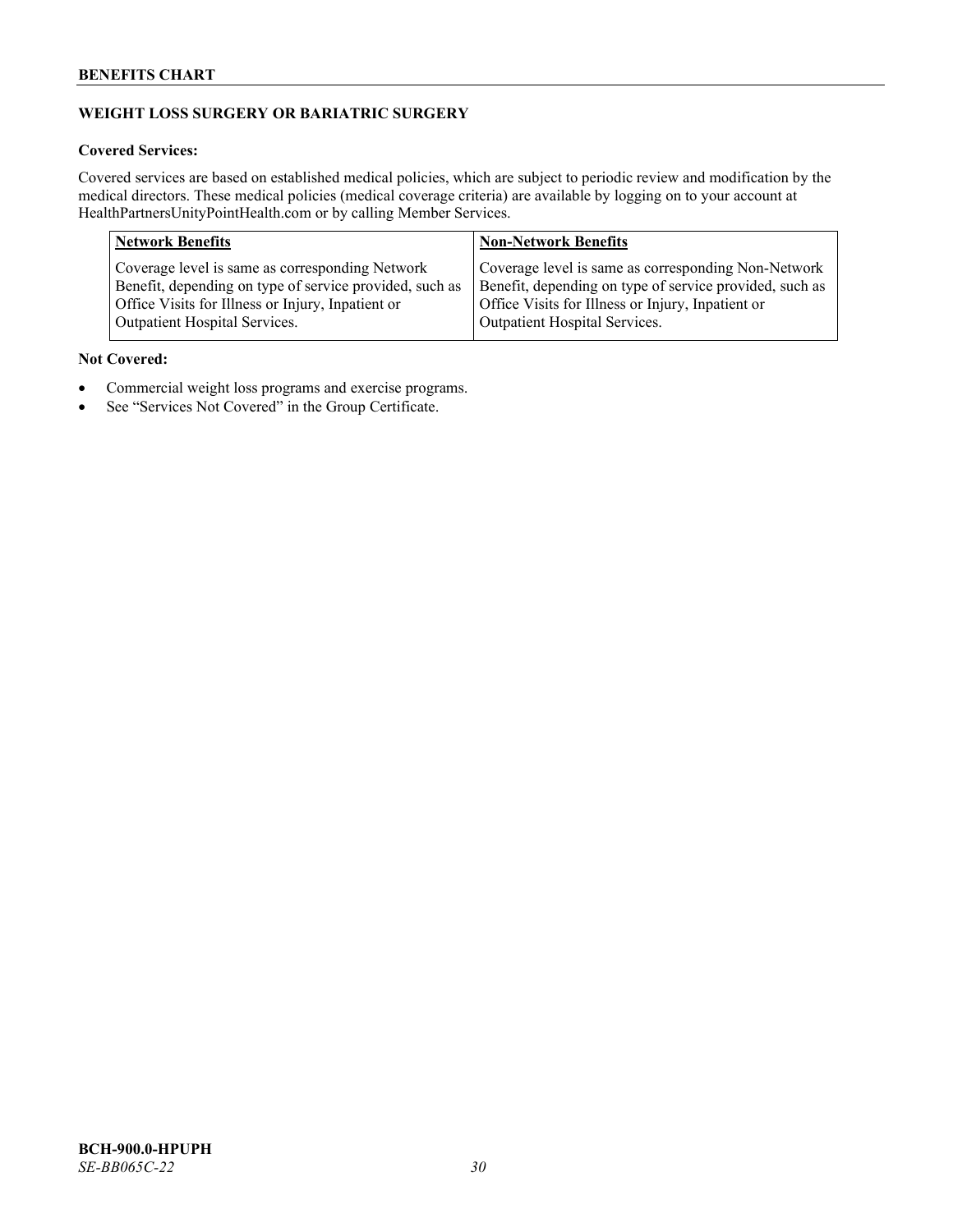## WEIGHT LOSS SURGERY OR BARIATRIC SURGERY

**Covered Services:**

Covered services are based on established medical policies, which are subject to periodic review and modification by the medical directors. These medical policies (medical coverage criteria) are available by logging on to your account at HealthPartnersUnityPointHealth.com or by calling Member Services.

| Network Benefits | Non-Network Benefits |
|---|---|
| Coverage level is same as corresponding Network Benefit, depending on type of service provided, such as Office Visits for Illness or Injury, Inpatient or Outpatient Hospital Services. | Coverage level is same as corresponding Non-Network Benefit, depending on type of service provided, such as Office Visits for Illness or Injury, Inpatient or Outpatient Hospital Services. |

**Not Covered:**

- Commercial weight loss programs and exercise programs.
- See "Services Not Covered" in the Group Certificate.